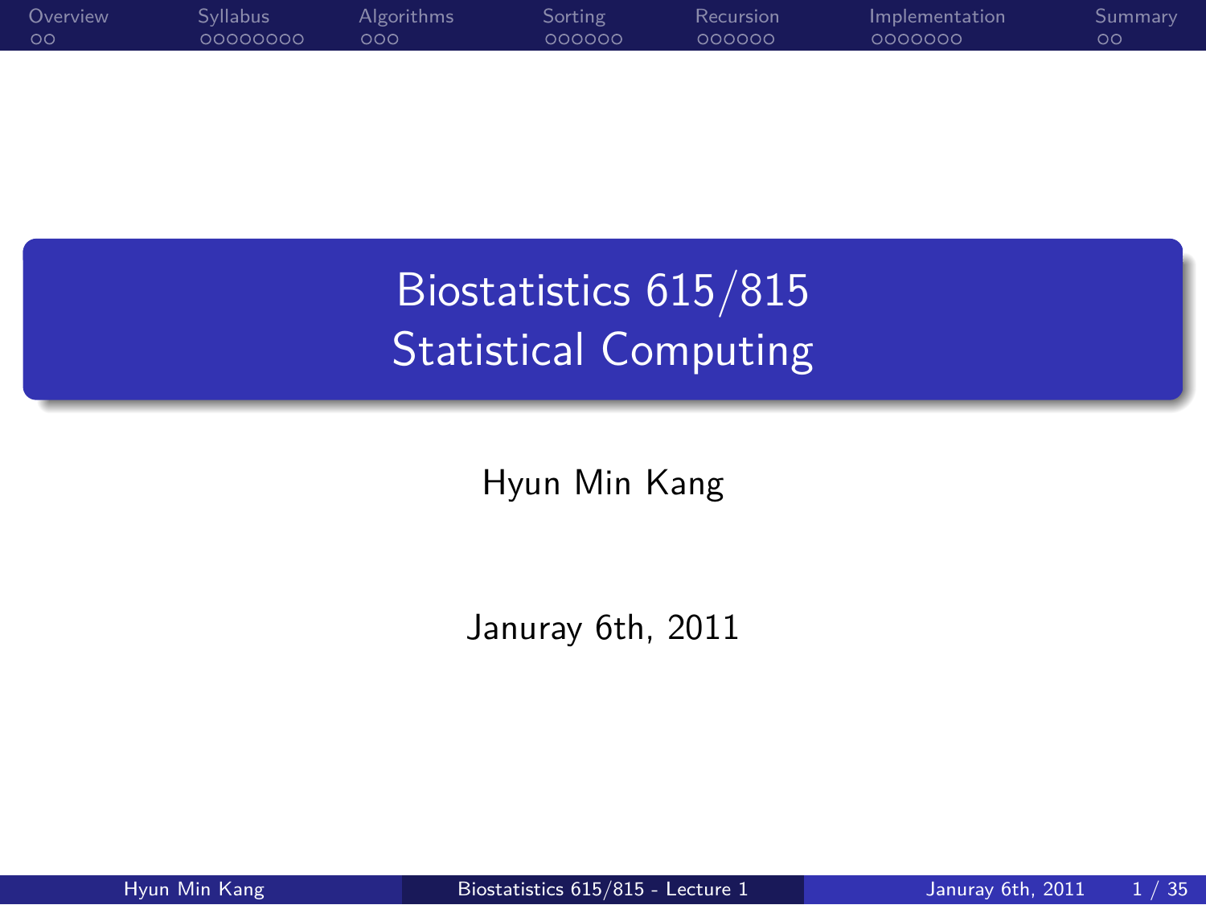# Biostatistics 615/815
# Statistical Computing

Hyun Min Kang

Januray 6th, 2011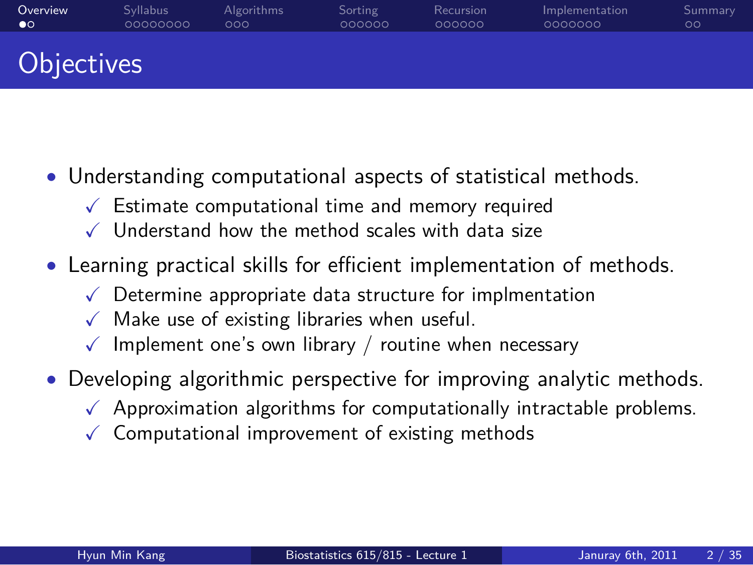# Objectives

- Understanding computational aspects of statistical methods.
  - ✓ Estimate computational time and memory required
  - ✓ Understand how the method scales with data size
- Learning practical skills for efficient implementation of methods.
  - ✓ Determine appropriate data structure for implmentation
  - ✓ Make use of existing libraries when useful.
  - ✓ Implement one's own library / routine when necessary
- Developing algorithmic perspective for improving analytic methods.
  - ✓ Approximation algorithms for computationally intractable problems.
  - ✓ Computational improvement of existing methods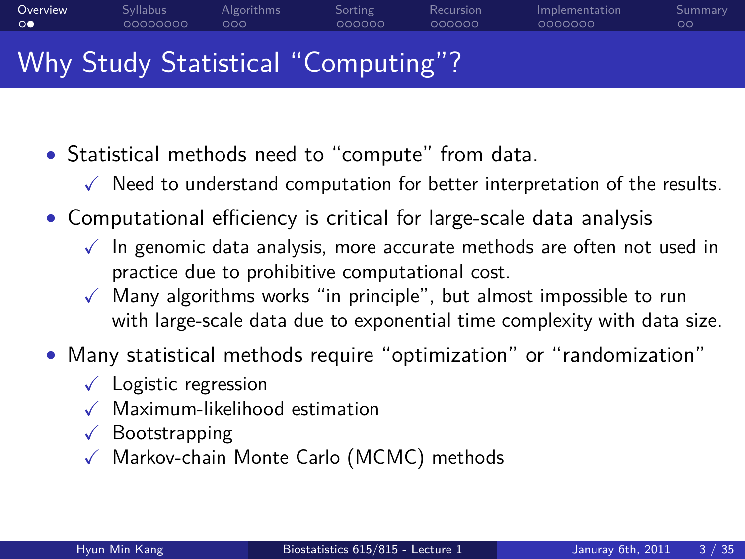# Why Study Statistical "Computing"?

- Statistical methods need to "compute" from data.
  - ✓ Need to understand computation for better interpretation of the results.
- Computational efficiency is critical for large-scale data analysis
  - ✓ In genomic data analysis, more accurate methods are often not used in practice due to prohibitive computational cost.
  - ✓ Many algorithms works "in principle", but almost impossible to run with large-scale data due to exponential time complexity with data size.
- Many statistical methods require "optimization" or "randomization"
  - ✓ Logistic regression
  - ✓ Maximum-likelihood estimation
  - ✓ Bootstrapping
  - ✓ Markov-chain Monte Carlo (MCMC) methods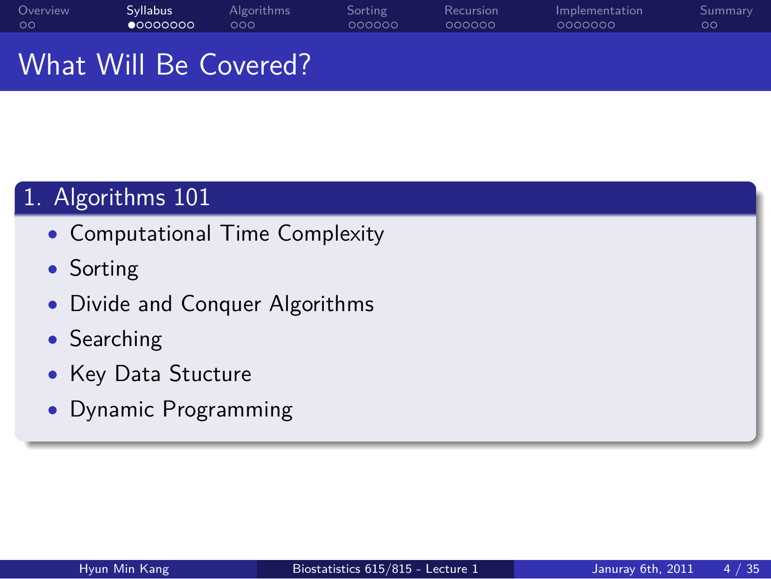# What Will Be Covered?

## 1. Algorithms 101

- Computational Time Complexity
- Sorting
- Divide and Conquer Algorithms
- Searching
- Key Data Stucture
- Dynamic Programming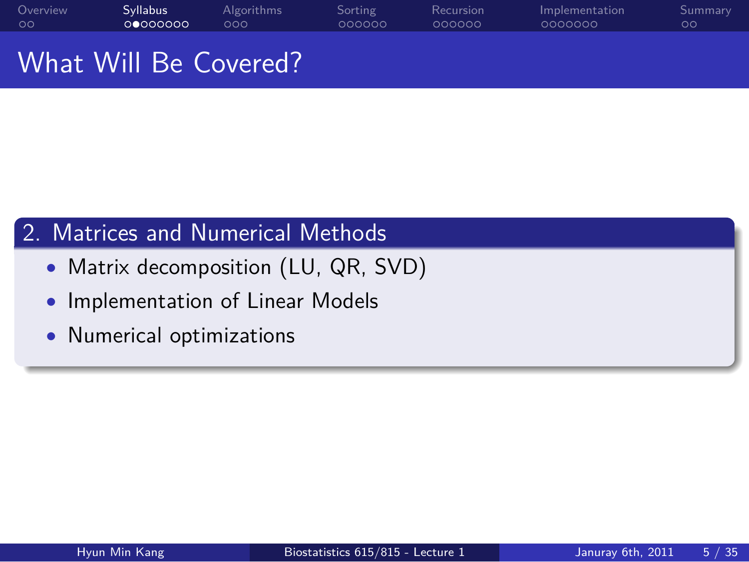# What Will Be Covered?

## 2. Matrices and Numerical Methods

- Matrix decomposition (LU, QR, SVD)
- Implementation of Linear Models
- Numerical optimizations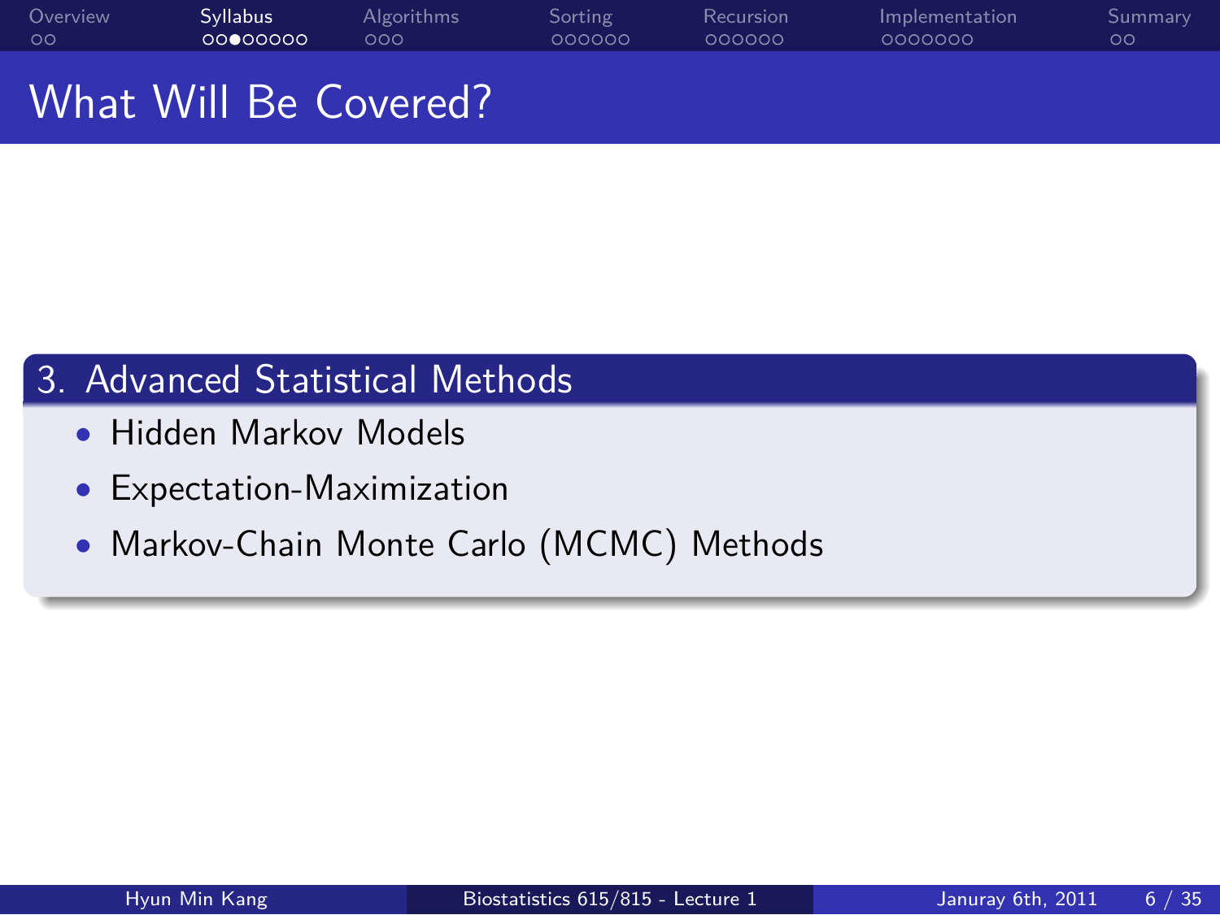# What Will Be Covered?

## 3. Advanced Statistical Methods

- Hidden Markov Models
- Expectation-Maximization
- Markov-Chain Monte Carlo (MCMC) Methods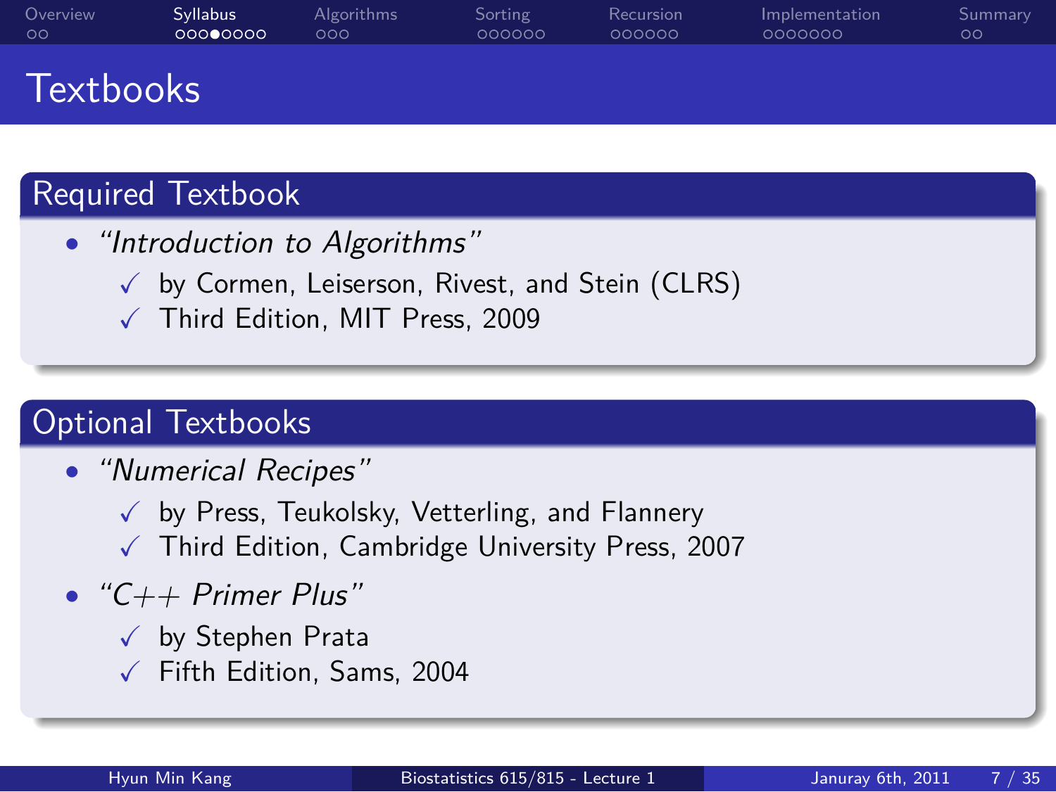# Textbooks

## Required Textbook

- *"Introduction to Algorithms"*
  - ✓ by Cormen, Leiserson, Rivest, and Stein (CLRS)
  - ✓ Third Edition, MIT Press, 2009

## Optional Textbooks

- *"Numerical Recipes"*
  - ✓ by Press, Teukolsky, Vetterling, and Flannery
  - ✓ Third Edition, Cambridge University Press, 2007
- *"C++ Primer Plus"*
  - ✓ by Stephen Prata
  - ✓ Fifth Edition, Sams, 2004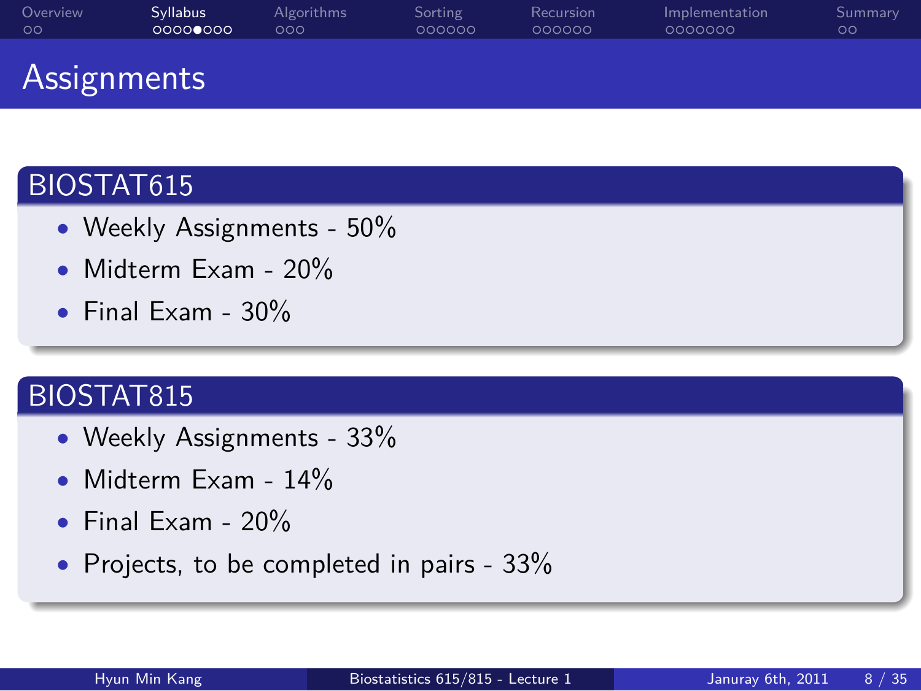# Assignments

## BIOSTAT615

- Weekly Assignments - 50%
- Midterm Exam - 20%
- Final Exam - 30%

## BIOSTAT815

- Weekly Assignments - 33%
- Midterm Exam - 14%
- Final Exam - 20%
- Projects, to be completed in pairs - 33%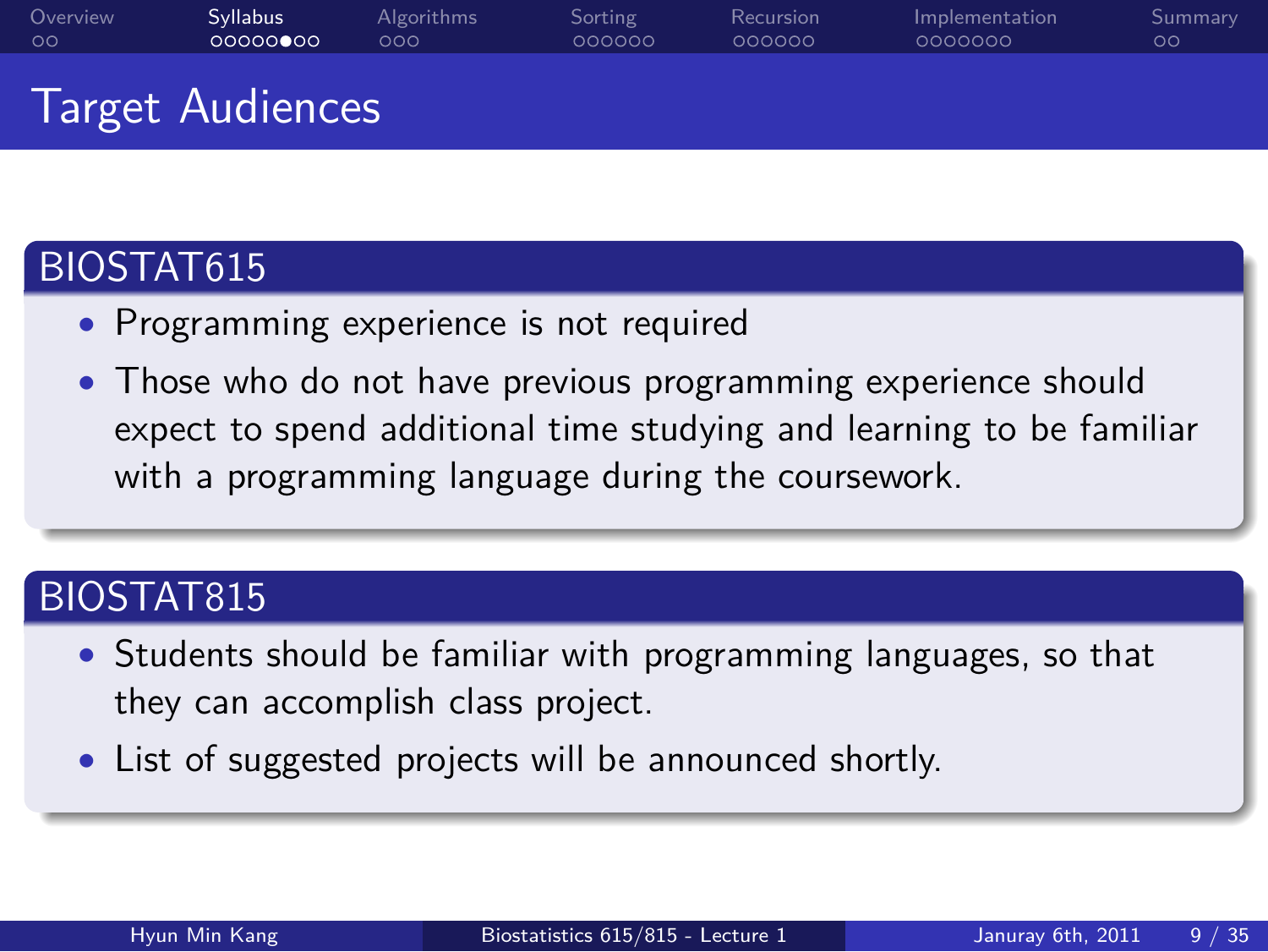# Target Audiences

## BIOSTAT615

- Programming experience is not required
- Those who do not have previous programming experience should expect to spend additional time studying and learning to be familiar with a programming language during the coursework.

## BIOSTAT815

- Students should be familiar with programming languages, so that they can accomplish class project.
- List of suggested projects will be announced shortly.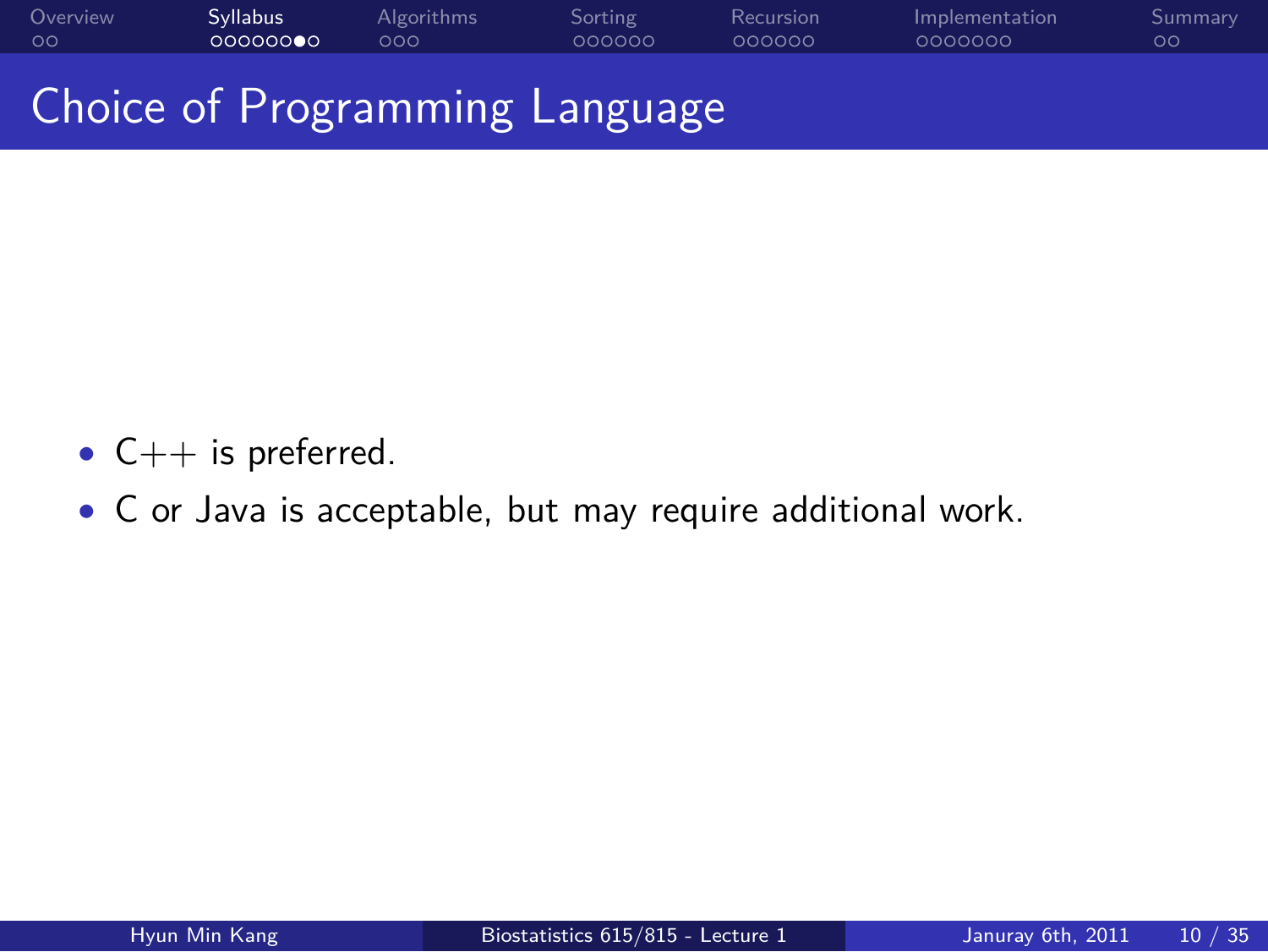# Choice of Programming Language

- C++ is preferred.
- C or Java is acceptable, but may require additional work.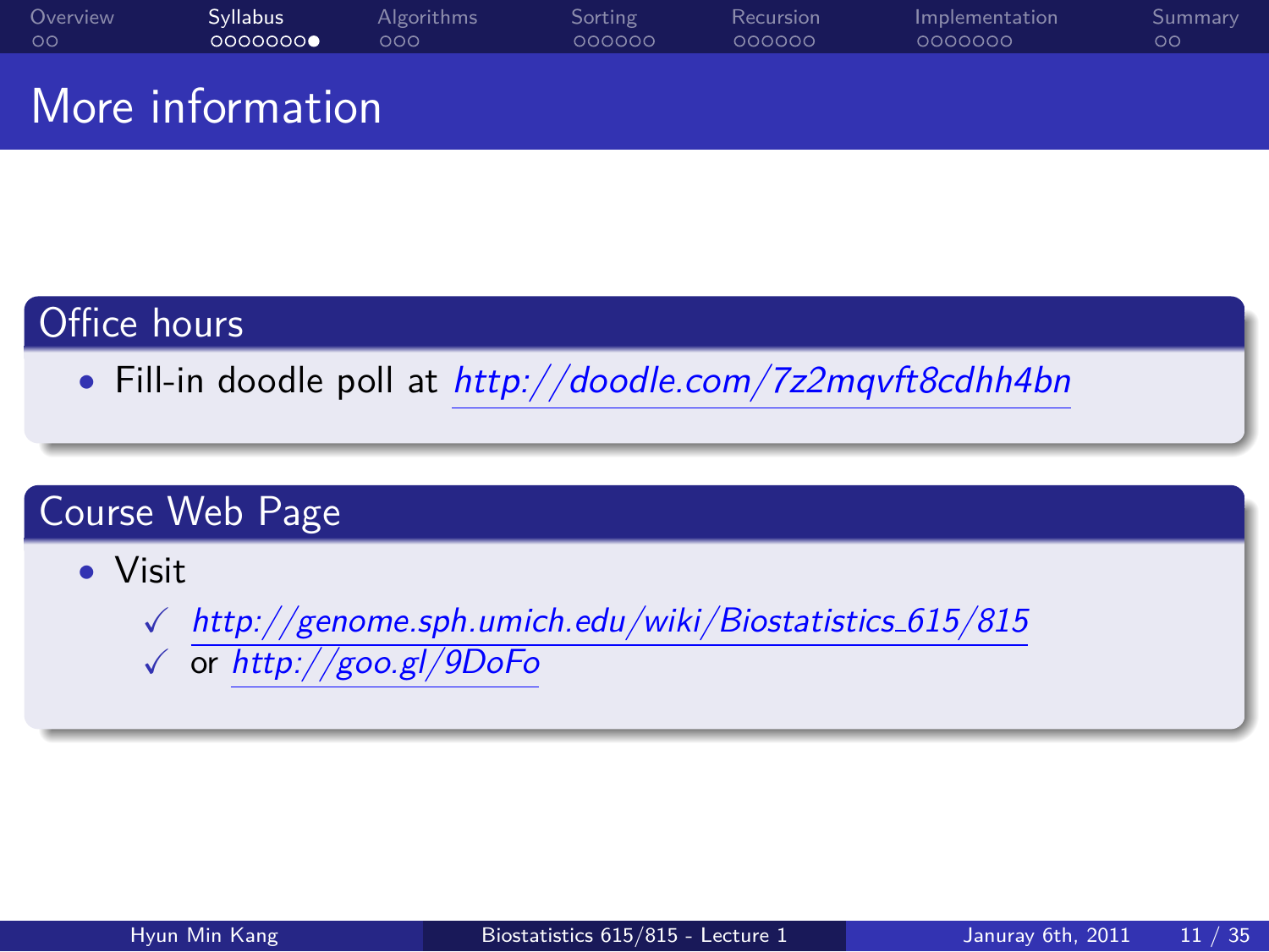# More information

## Office hours

- Fill-in doodle poll at *http://doodle.com/7z2mqvft8cdhh4bn*

## Course Web Page

- Visit
  - ✓ *http://genome.sph.umich.edu/wiki/Biostatistics_615/815*
  - ✓ or *http://goo.gl/9DoFo*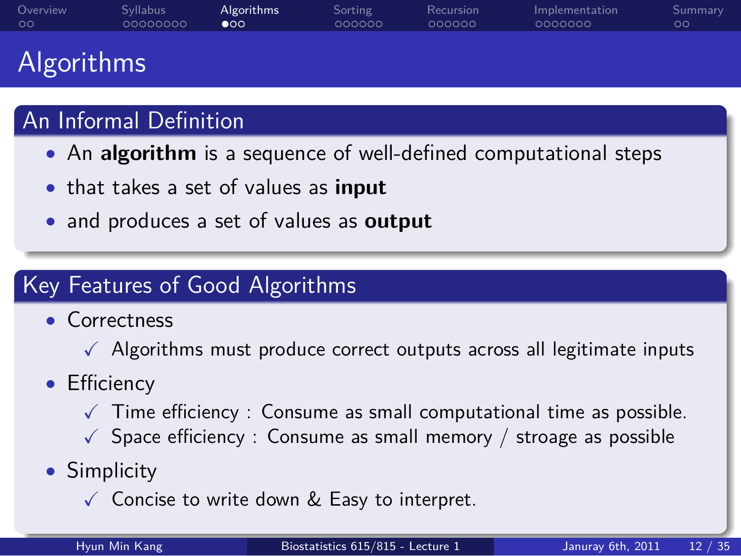# Algorithms

## An Informal Definition

- An **algorithm** is a sequence of well-defined computational steps
- that takes a set of values as **input**
- and produces a set of values as **output**

## Key Features of Good Algorithms

- Correctness
  - ✓ Algorithms must produce correct outputs across all legitimate inputs
- Efficiency
  - ✓ Time efficiency : Consume as small computational time as possible.
  - ✓ Space efficiency : Consume as small memory / stroage as possible
- Simplicity
  - ✓ Concise to write down & Easy to interpret.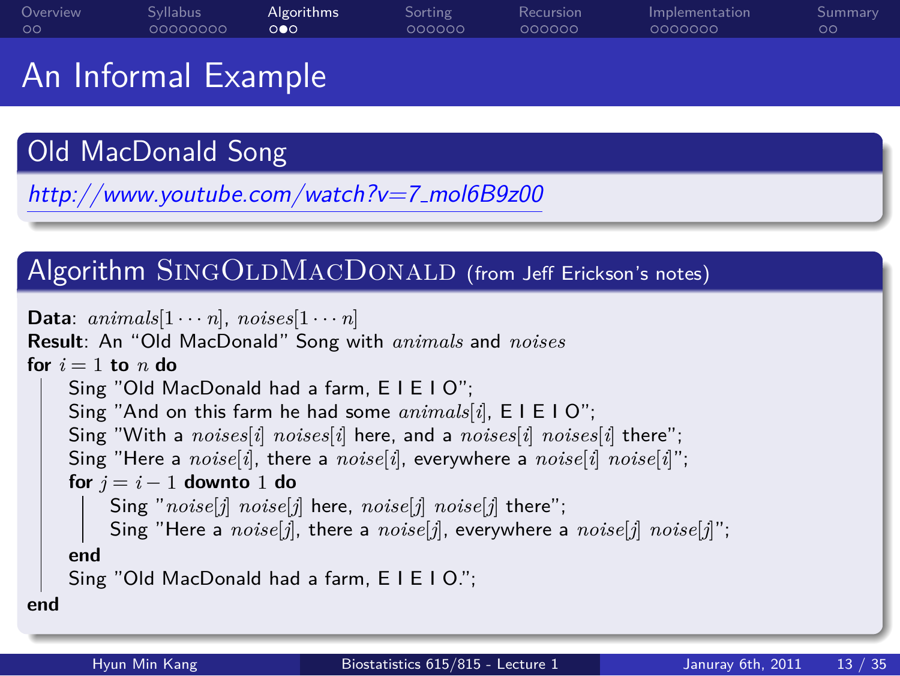# An Informal Example

## Old MacDonald Song

*http://www.youtube.com/watch?v=7_mol6B9z00*

## Algorithm SINGOLDMACDONALD (from Jeff Erickson's notes)

**Data**: $animals[1 \cdots n]$, $noises[1 \cdots n]$
**Result**: An "Old MacDonald" Song with $animals$ and $noises$

```
for i = 1 to n do
    Sing "Old MacDonald had a farm, E I E I O";
    Sing "And on this farm he had some animals[i], E I E I O";
    Sing "With a noises[i] noises[i] here, and a noises[i] noises[i] there";
    Sing "Here a noise[i], there a noise[i], everywhere a noise[i] noise[i]";
    for j = i - 1 downto 1 do
        Sing "noise[j] noise[j] here, noise[j] noise[j] there";
        Sing "Here a noise[j], there a noise[j], everywhere a noise[j] noise[j]";
    end
    Sing "Old MacDonald had a farm, E I E I O.";
end
```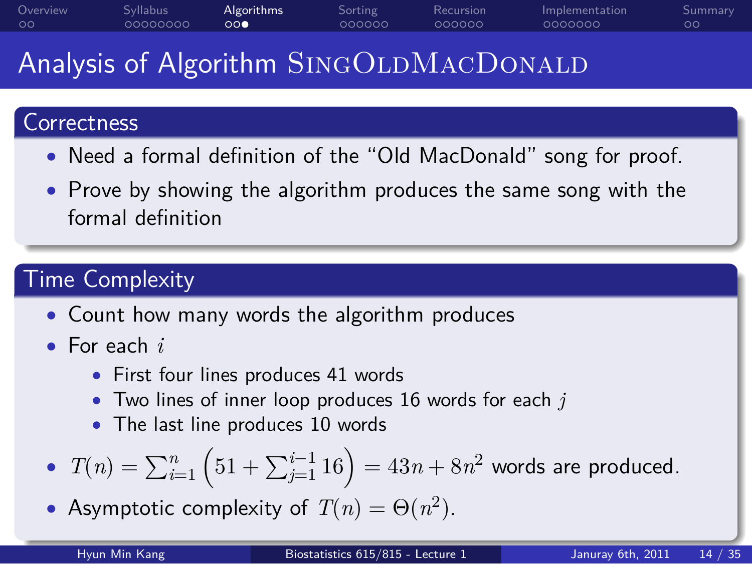# Analysis of Algorithm SingOldMacDonald

## Correctness

- Need a formal definition of the "Old MacDonald" song for proof.
- Prove by showing the algorithm produces the same song with the formal definition

## Time Complexity

- Count how many words the algorithm produces
- For each $i$
  - First four lines produces 41 words
  - Two lines of inner loop produces 16 words for each $j$
  - The last line produces 10 words
- $T(n) = \sum_{i=1}^{n} \left(51 + \sum_{j=1}^{i-1} 16\right) = 43n + 8n^2$ words are produced.
- Asymptotic complexity of $T(n) = \Theta(n^2)$.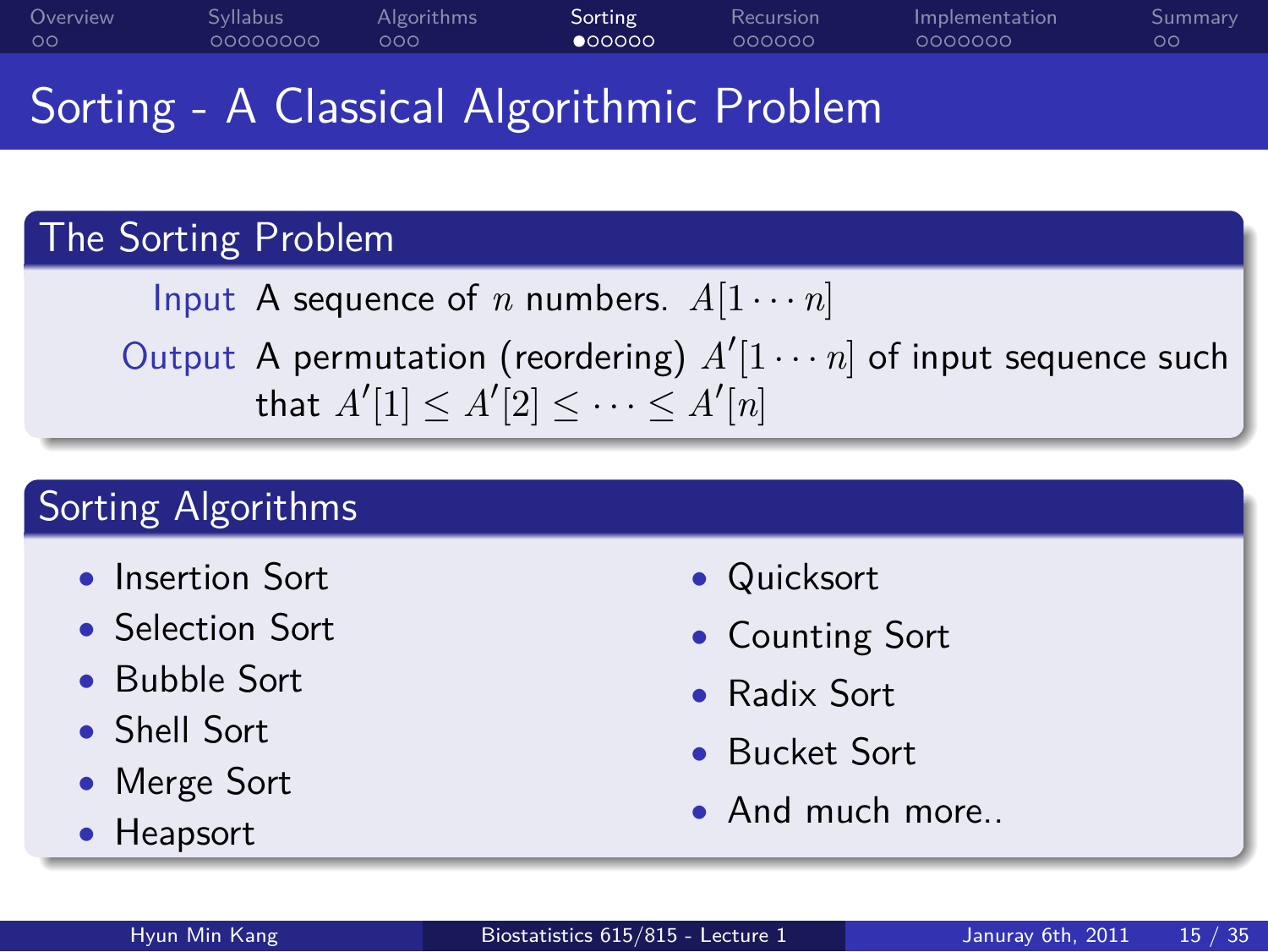# Sorting - A Classical Algorithmic Problem

## The Sorting Problem

**Input** A sequence of $n$ numbers. $A[1 \cdots n]$

**Output** A permutation (reordering) $A'[1 \cdots n]$ of input sequence such that $A'[1] \leq A'[2] \leq \cdots \leq A'[n]$

## Sorting Algorithms

- Insertion Sort
- Selection Sort
- Bubble Sort
- Shell Sort
- Merge Sort
- Heapsort
- Quicksort
- Counting Sort
- Radix Sort
- Bucket Sort
- And much more..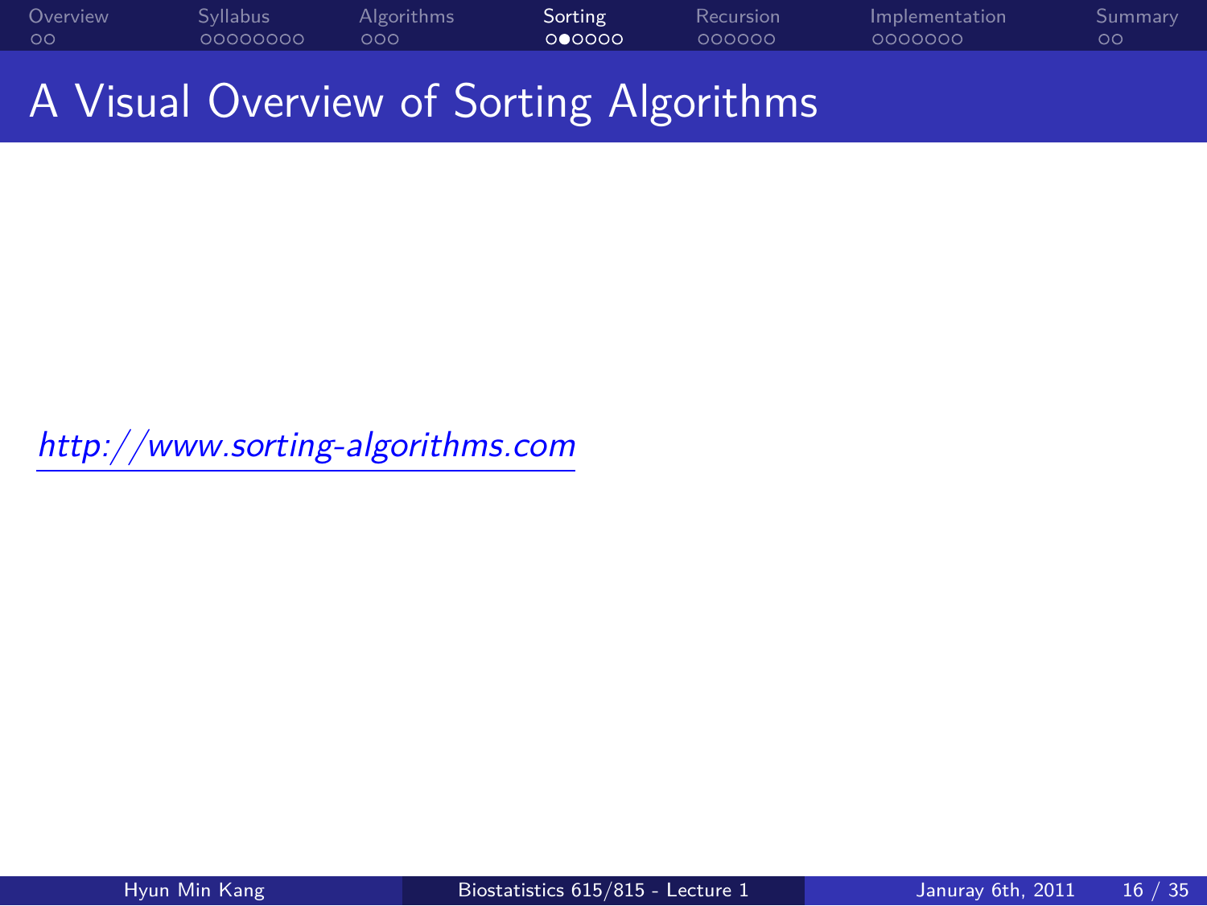# A Visual Overview of Sorting Algorithms

*http://www.sorting-algorithms.com*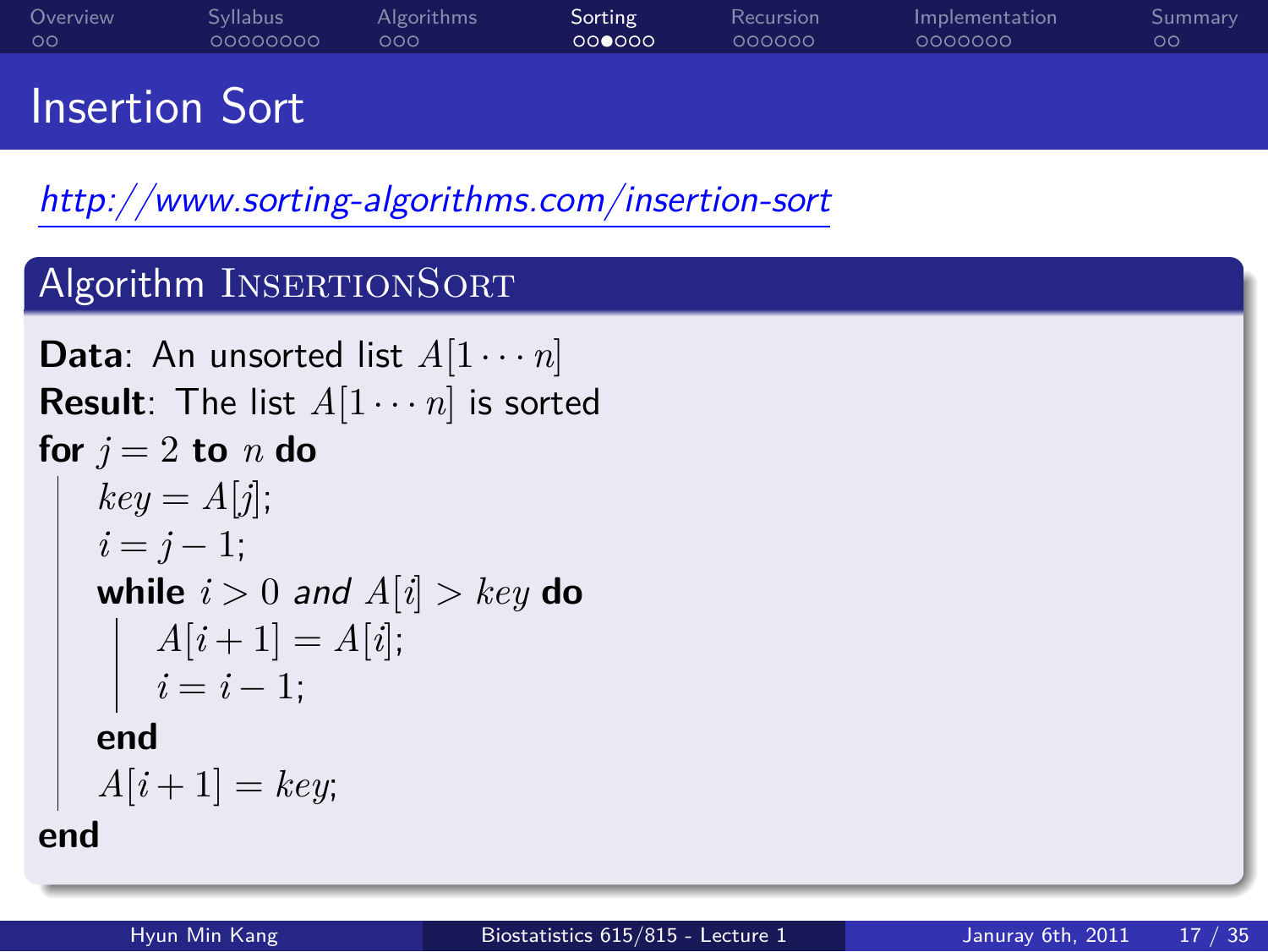# Insertion Sort

*http://www.sorting-algorithms.com/insertion-sort*

## Algorithm INSERTIONSORT

**Data**: An unsorted list $A[1 \cdots n]$
**Result**: The list $A[1 \cdots n]$ is sorted

**for** $j = 2$ **to** $n$ **do**
&nbsp;&nbsp;&nbsp;&nbsp;$key = A[j]$;
&nbsp;&nbsp;&nbsp;&nbsp;$i = j - 1$;
&nbsp;&nbsp;&nbsp;&nbsp;**while** $i > 0$ *and* $A[i] > key$ **do**
&nbsp;&nbsp;&nbsp;&nbsp;&nbsp;&nbsp;&nbsp;&nbsp;$A[i+1] = A[i]$;
&nbsp;&nbsp;&nbsp;&nbsp;&nbsp;&nbsp;&nbsp;&nbsp;$i = i - 1$;
&nbsp;&nbsp;&nbsp;&nbsp;**end**
&nbsp;&nbsp;&nbsp;&nbsp;$A[i+1] = key$;
**end**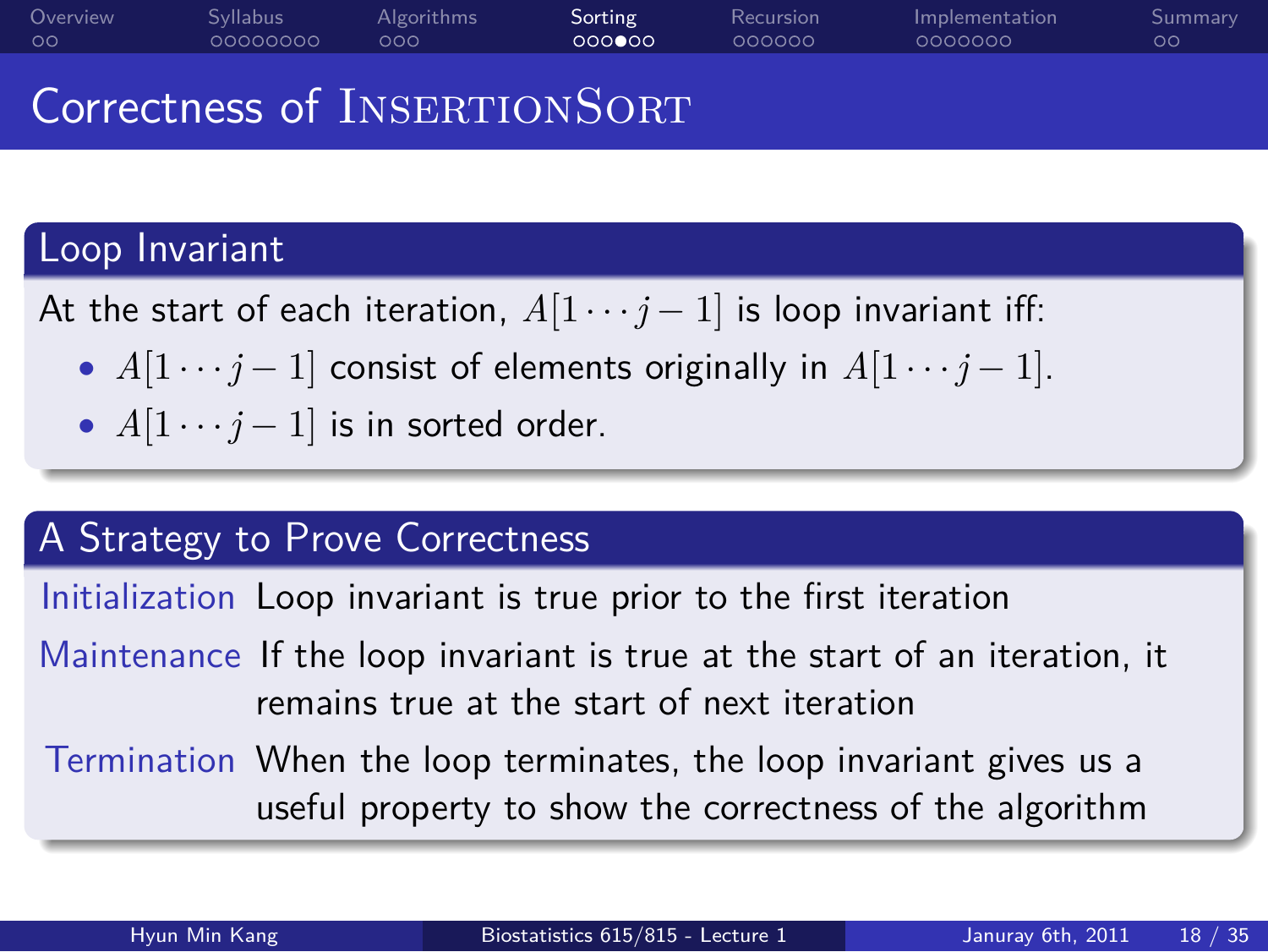# Correctness of InsertionSort

## Loop Invariant

At the start of each iteration, $A[1 \cdots j-1]$ is loop invariant iff:

- $A[1 \cdots j-1]$ consist of elements originally in $A[1 \cdots j-1]$.
- $A[1 \cdots j-1]$ is in sorted order.

## A Strategy to Prove Correctness

**Initialization** Loop invariant is true prior to the first iteration

**Maintenance** If the loop invariant is true at the start of an iteration, it remains true at the start of next iteration

**Termination** When the loop terminates, the loop invariant gives us a useful property to show the correctness of the algorithm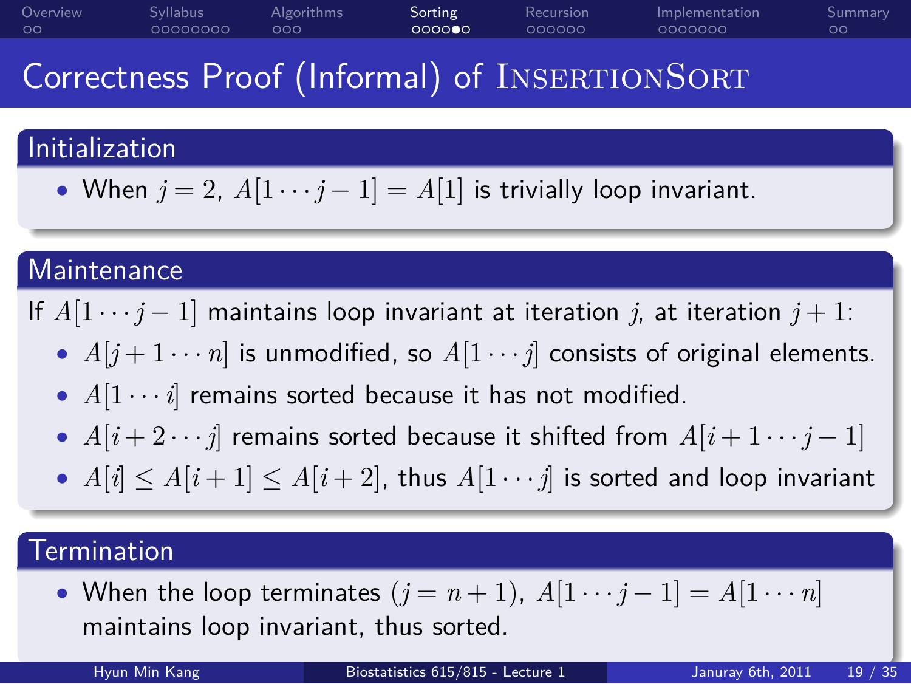# Correctness Proof (Informal) of INSERTIONSORT

## Initialization

- When $j = 2$, $A[1 \cdots j-1] = A[1]$ is trivially loop invariant.

## Maintenance

If $A[1 \cdots j-1]$ maintains loop invariant at iteration $j$, at iteration $j+1$:

- $A[j+1 \cdots n]$ is unmodified, so $A[1 \cdots j]$ consists of original elements.
- $A[1 \cdots i]$ remains sorted because it has not modified.
- $A[i+2 \cdots j]$ remains sorted because it shifted from $A[i+1 \cdots j-1]$
- $A[i] \leq A[i+1] \leq A[i+2]$, thus $A[1 \cdots j]$ is sorted and loop invariant

## Termination

- When the loop terminates $(j = n+1)$, $A[1 \cdots j-1] = A[1 \cdots n]$ maintains loop invariant, thus sorted.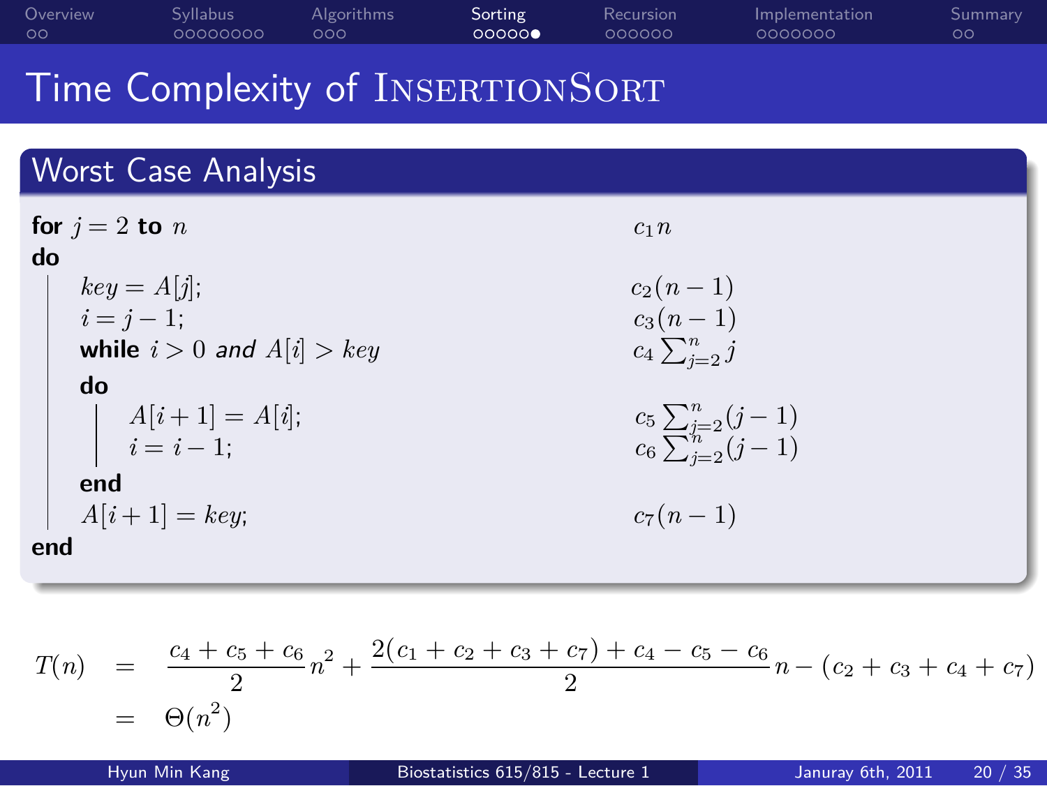# Time Complexity of InsertionSort

## Worst Case Analysis

| Code | Cost |
|---|---|
| **for** $j = 2$ **to** $n$ | $c_1 n$ |
| **do** | |
| $key = A[j]$; | $c_2(n-1)$ |
| $i = j - 1$; | $c_3(n-1)$ |
| **while** $i > 0$ *and* $A[i] > key$ | $c_4 \sum_{j=2}^{n} j$ |
| **do** | |
| $A[i+1] = A[i]$; | $c_5 \sum_{j=2}^{n} (j-1)$ |
| $i = i - 1$; | $c_6 \sum_{j=2}^{n} (j-1)$ |
| **end** | |
| $A[i+1] = key$; | $c_7(n-1)$ |
| **end** | |

$$
\begin{aligned}
T(n) &= \frac{c_4 + c_5 + c_6}{2} n^2 + \frac{2(c_1 + c_2 + c_3 + c_7) + c_4 - c_5 - c_6}{2} n - (c_2 + c_3 + c_4 + c_7) \\
&= \Theta(n^2)
\end{aligned}
$$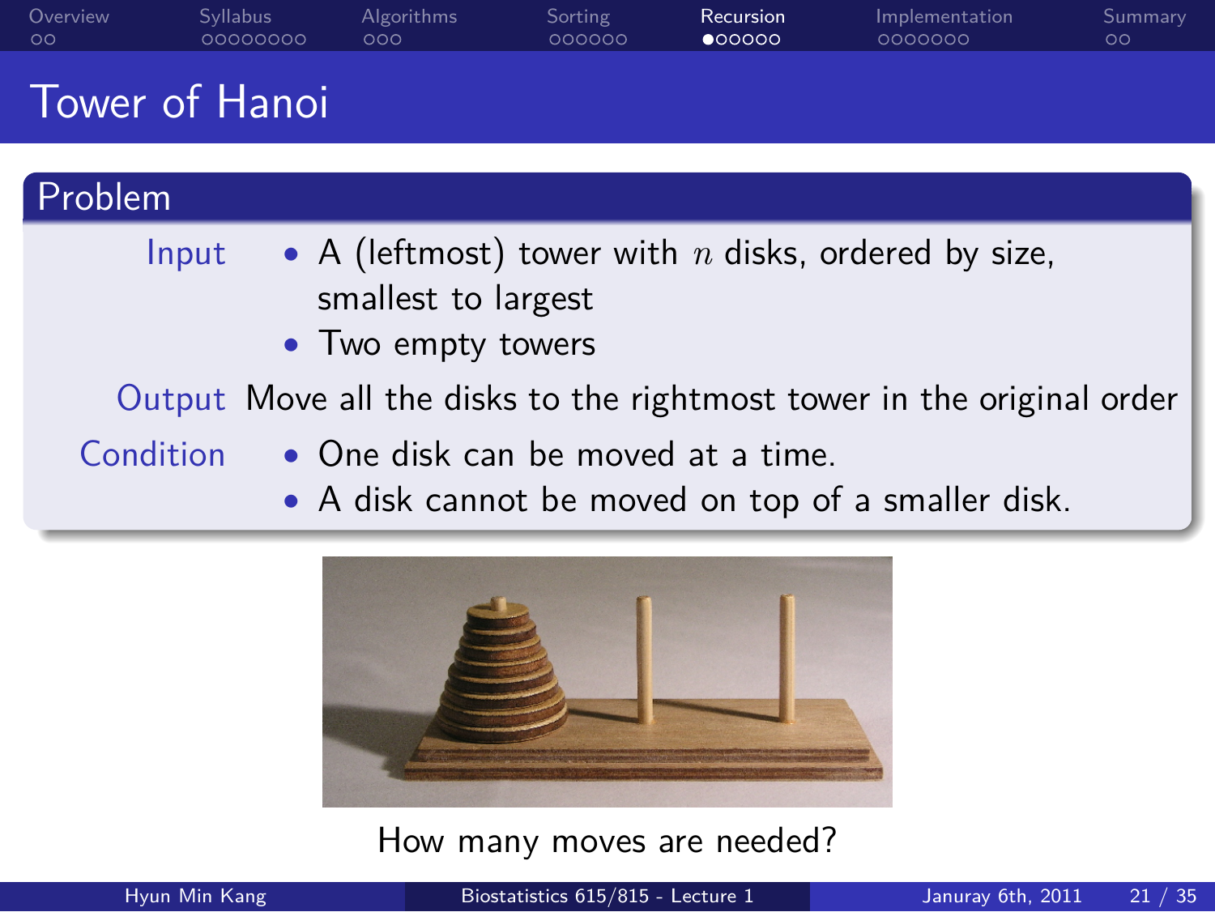# Tower of Hanoi

## Problem

**Input**
- A (leftmost) tower with $n$ disks, ordered by size, smallest to largest
- Two empty towers

**Output** Move all the disks to the rightmost tower in the original order

**Condition**
- One disk can be moved at a time.
- A disk cannot be moved on top of a smaller disk.

How many moves are needed?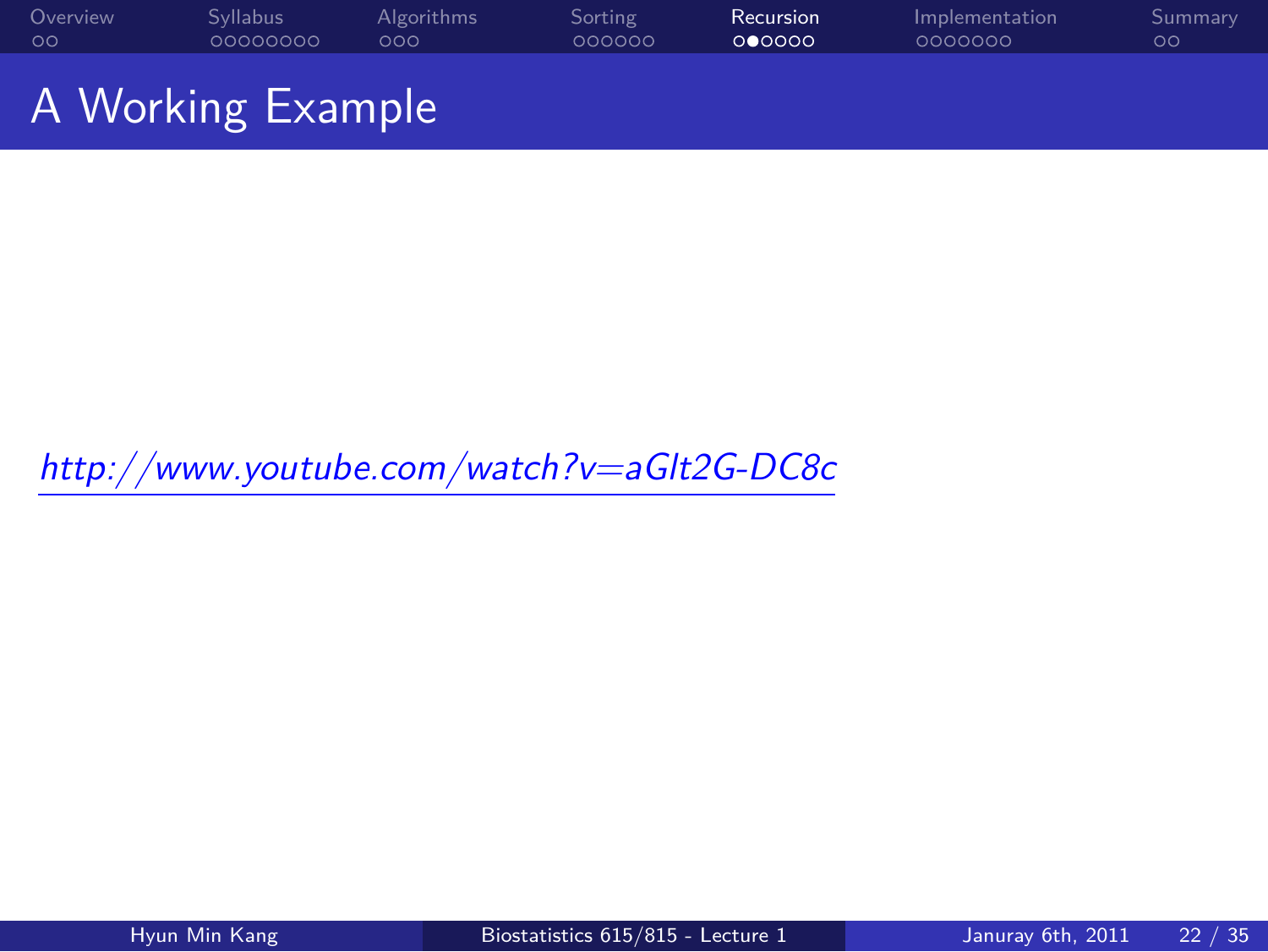# A Working Example

*http://www.youtube.com/watch?v=aGlt2G-DC8c*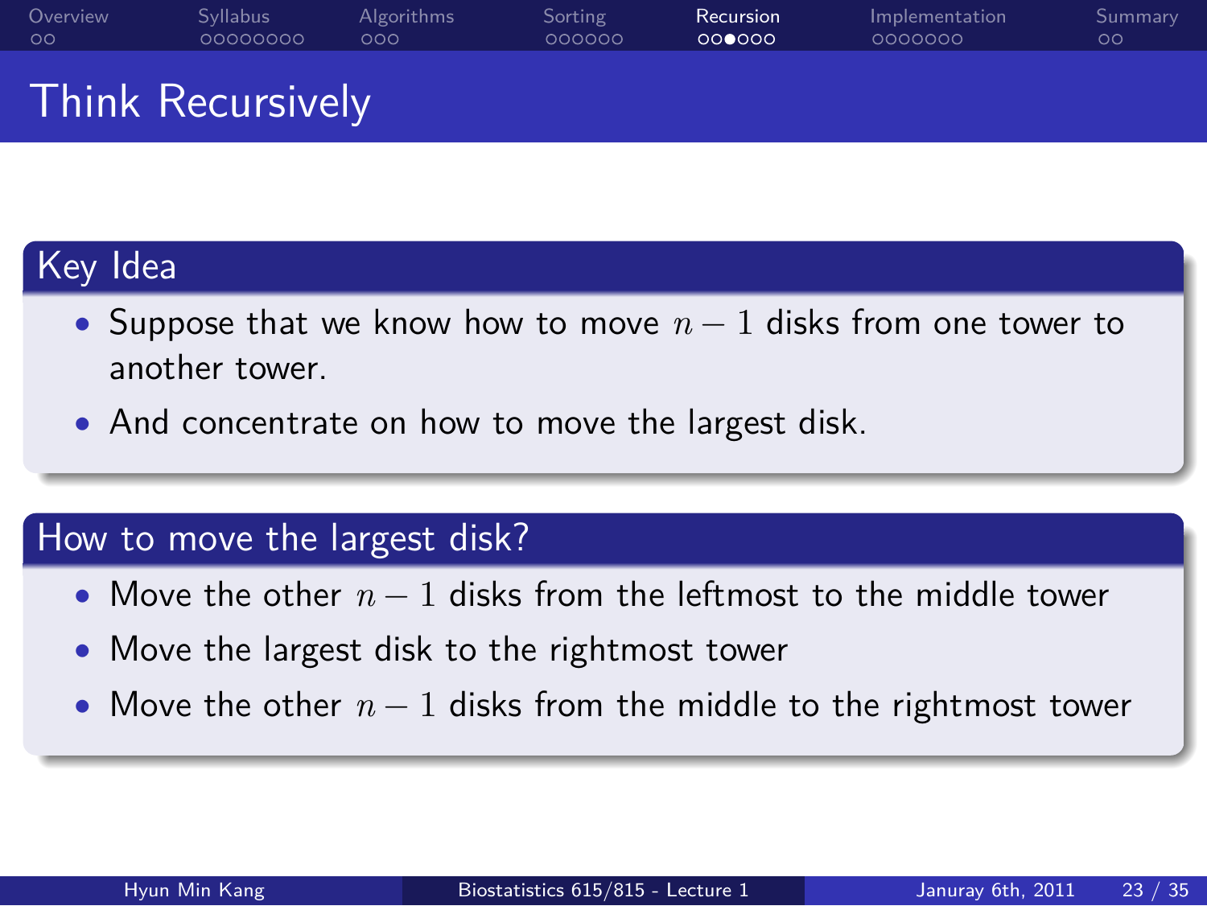# Think Recursively

## Key Idea

- Suppose that we know how to move $n-1$ disks from one tower to another tower.
- And concentrate on how to move the largest disk.

## How to move the largest disk?

- Move the other $n-1$ disks from the leftmost to the middle tower
- Move the largest disk to the rightmost tower
- Move the other $n-1$ disks from the middle to the rightmost tower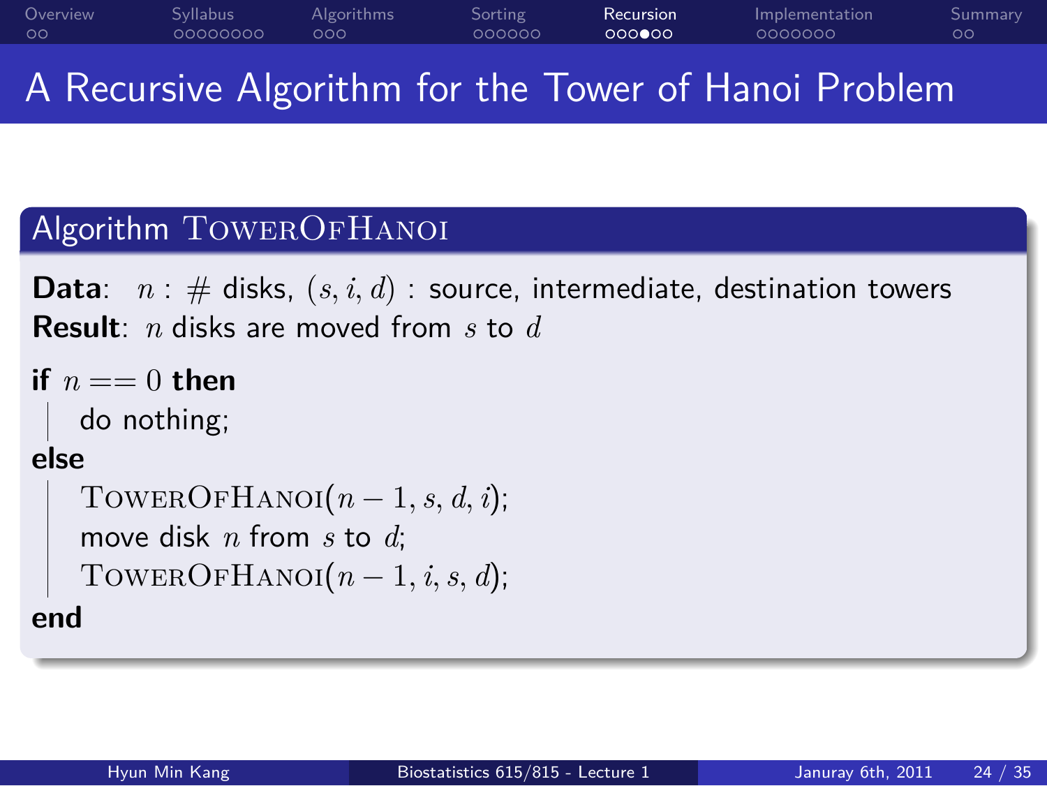# A Recursive Algorithm for the Tower of Hanoi Problem

**Algorithm** $\text{TowerOfHanoi}$

**Data**: $n$ : # disks, $(s, i, d)$ : source, intermediate, destination towers
**Result**: $n$ disks are moved from $s$ to $d$

**if** $n == 0$ **then**
  do nothing;
**else**
  $\text{TowerOfHanoi}(n-1, s, d, i)$;
  move disk $n$ from $s$ to $d$;
  $\text{TowerOfHanoi}(n-1, i, s, d)$;
**end**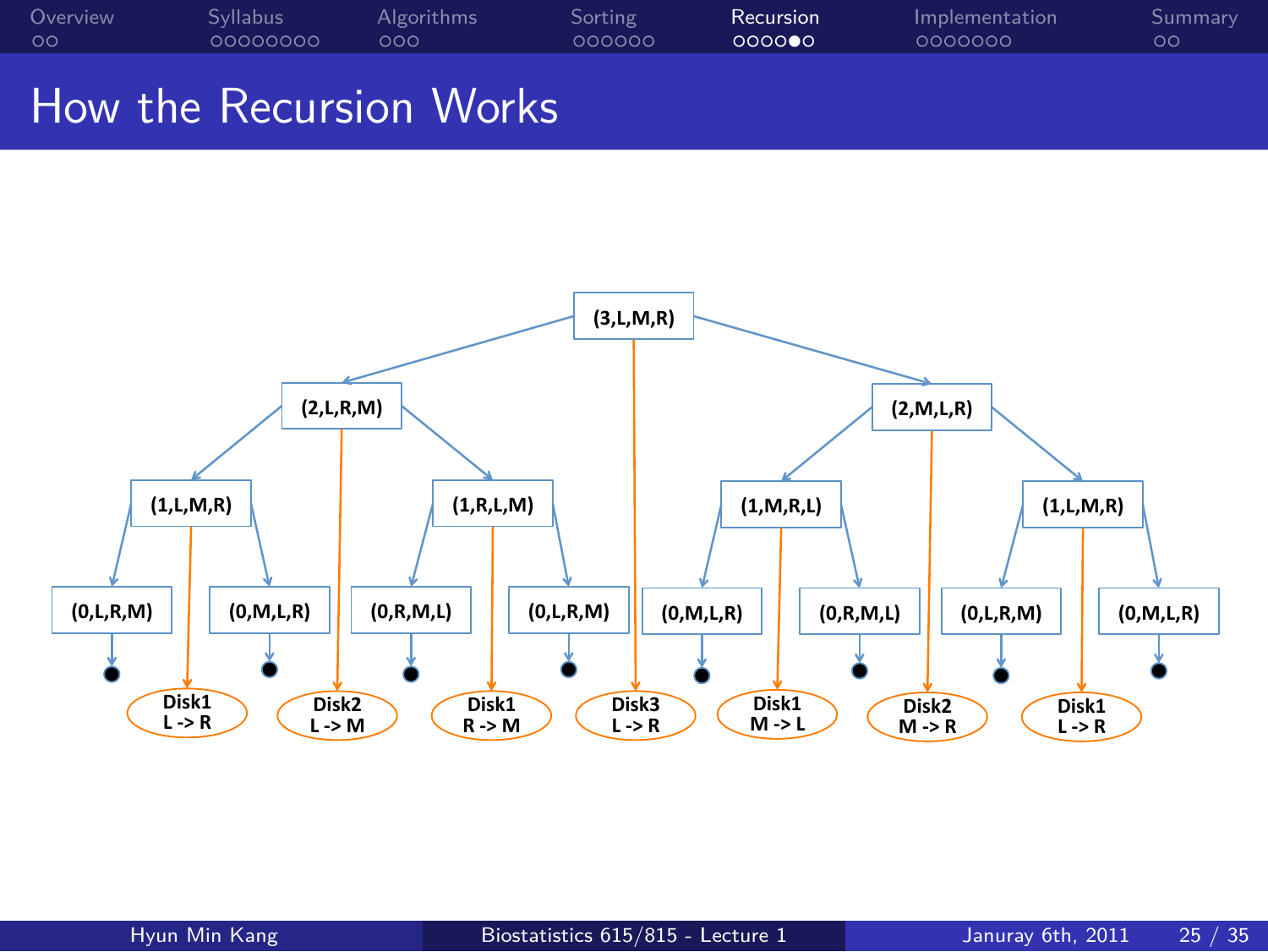# How the Recursion Works

(3,L,M,R)

(2,L,R,M) (2,M,L,R)

(1,L,M,R) (1,R,L,M) (1,M,R,L) (1,L,M,R)

(0,L,R,M) (0,M,L,R) (0,R,M,L) (0,L,R,M) (0,M,L,R) (0,R,M,L) (0,L,R,M) (0,M,L,R)

Disk1 L -> R | Disk2 L -> M | Disk1 R -> M | Disk3 L -> R | Disk1 M -> L | Disk2 M -> R | Disk1 L -> R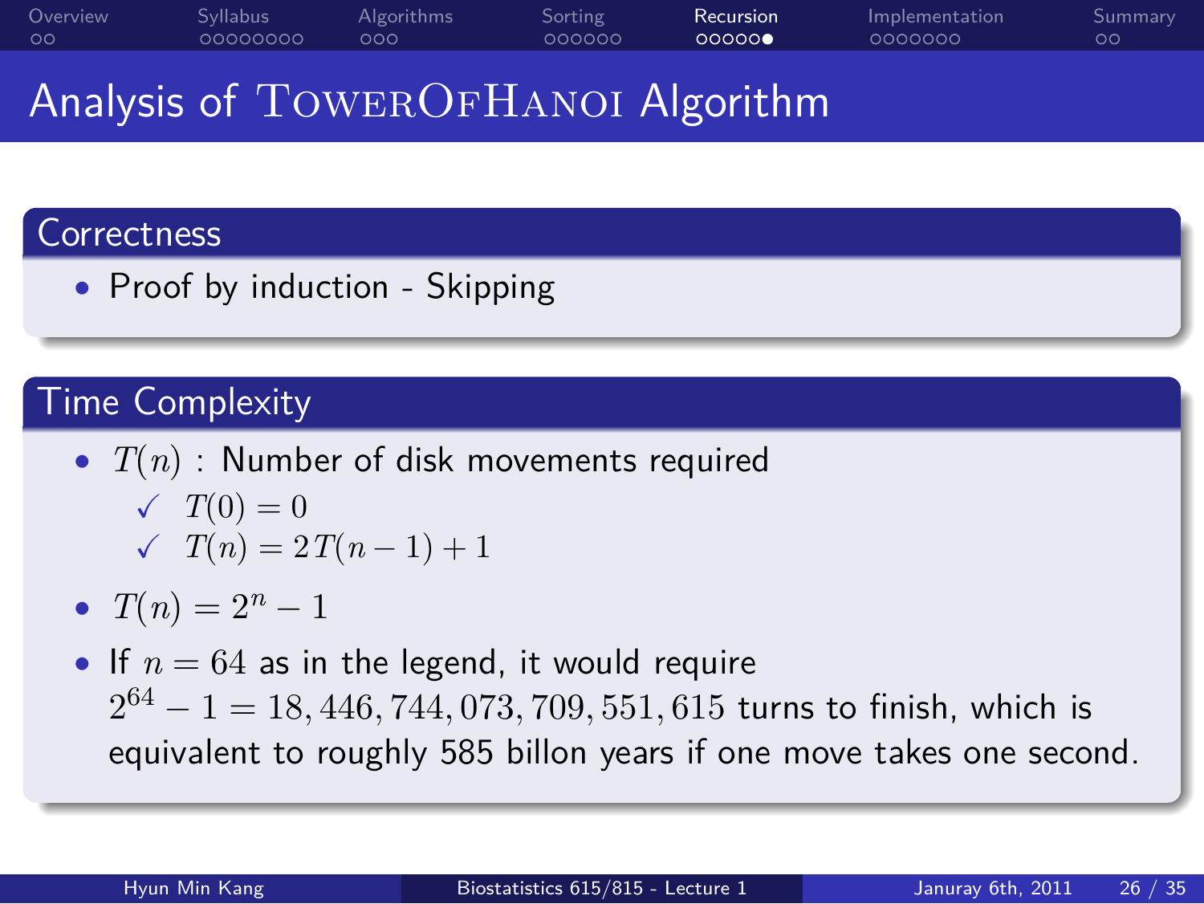# Analysis of TowerOfHanoi Algorithm

## Correctness

- Proof by induction - Skipping

## Time Complexity

- $T(n)$ : Number of disk movements required
  - ✓ $T(0) = 0$
  - ✓ $T(n) = 2T(n-1) + 1$
- $T(n) = 2^n - 1$
- If $n = 64$ as in the legend, it would require $2^{64} - 1 = 18,446,744,073,709,551,615$ turns to finish, which is equivalent to roughly 585 billon years if one move takes one second.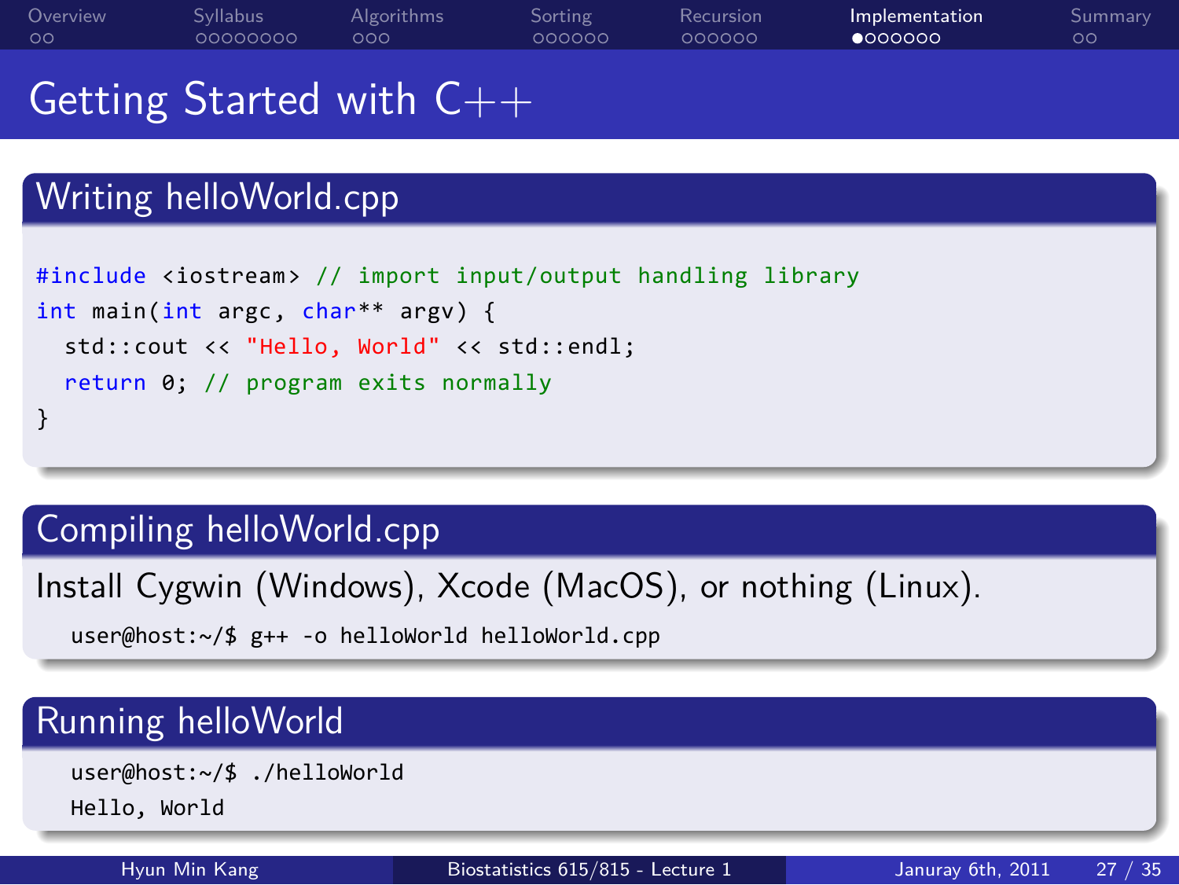# Getting Started with C++

## Writing helloWorld.cpp

```
#include <iostream> // import input/output handling library
int main(int argc, char** argv) {
  std::cout << "Hello, World" << std::endl;
  return 0; // program exits normally
}
```

## Compiling helloWorld.cpp

Install Cygwin (Windows), Xcode (MacOS), or nothing (Linux).

```
user@host:~/$ g++ -o helloWorld helloWorld.cpp
```

## Running helloWorld

```
user@host:~/$ ./helloWorld
Hello, World
```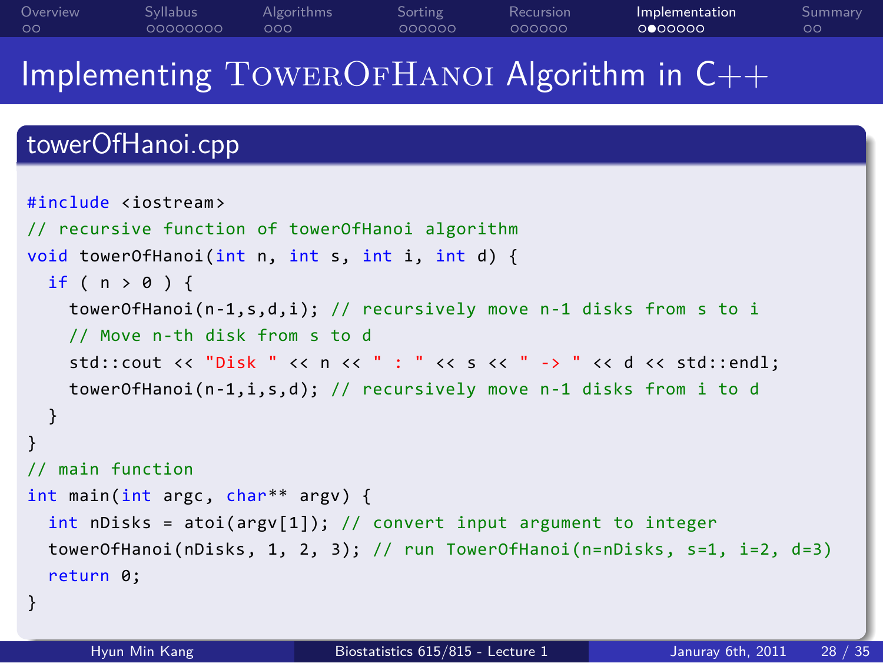# Implementing TowerOfHanoi Algorithm in C++

## towerOfHanoi.cpp

```
#include <iostream>
// recursive function of towerOfHanoi algorithm
void towerOfHanoi(int n, int s, int i, int d) {
  if ( n > 0 ) {
    towerOfHanoi(n-1,s,d,i); // recursively move n-1 disks from s to i
    // Move n-th disk from s to d
    std::cout << "Disk " << n << " : " << s << " -> " << d << std::endl;
    towerOfHanoi(n-1,i,s,d); // recursively move n-1 disks from i to d
  }
}
// main function
int main(int argc, char** argv) {
  int nDisks = atoi(argv[1]); // convert input argument to integer
  towerOfHanoi(nDisks, 1, 2, 3); // run TowerOfHanoi(n=nDisks, s=1, i=2, d=3)
  return 0;
}
```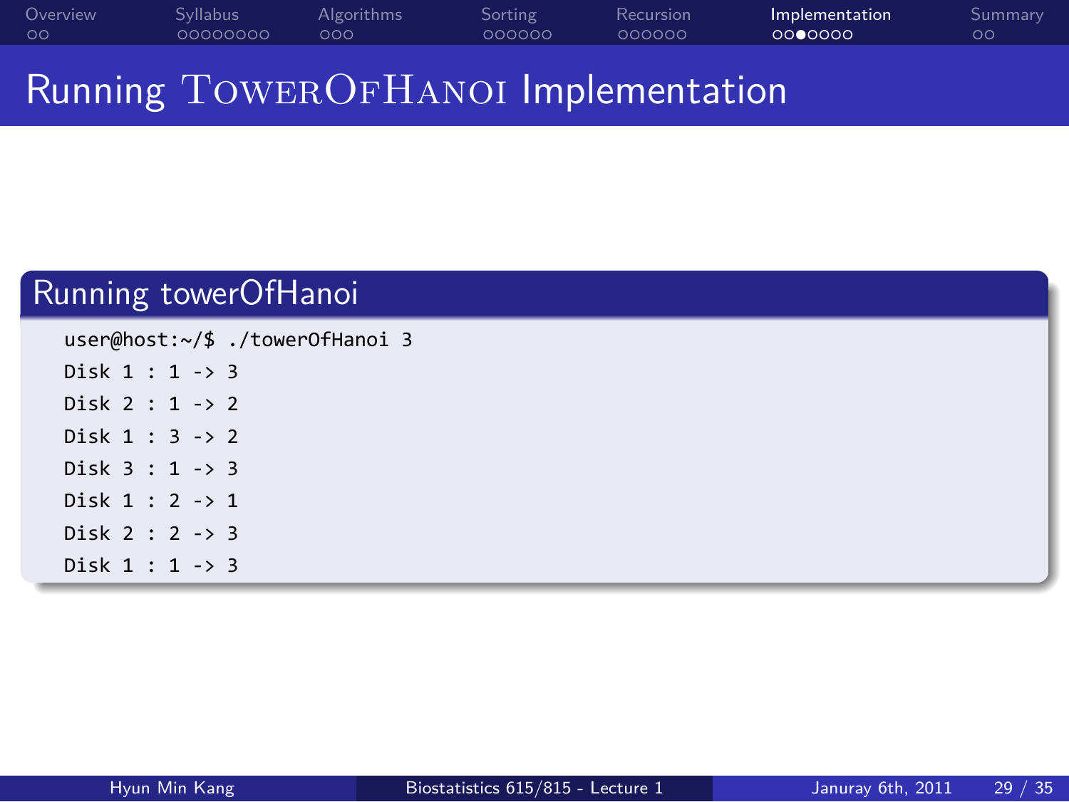# Running TowerOfHanoi Implementation

## Running towerOfHanoi

```
user@host:~/$ ./towerOfHanoi 3
Disk 1 : 1 -> 3
Disk 2 : 1 -> 2
Disk 1 : 3 -> 2
Disk 3 : 1 -> 3
Disk 1 : 2 -> 1
Disk 2 : 2 -> 3
Disk 1 : 1 -> 3
```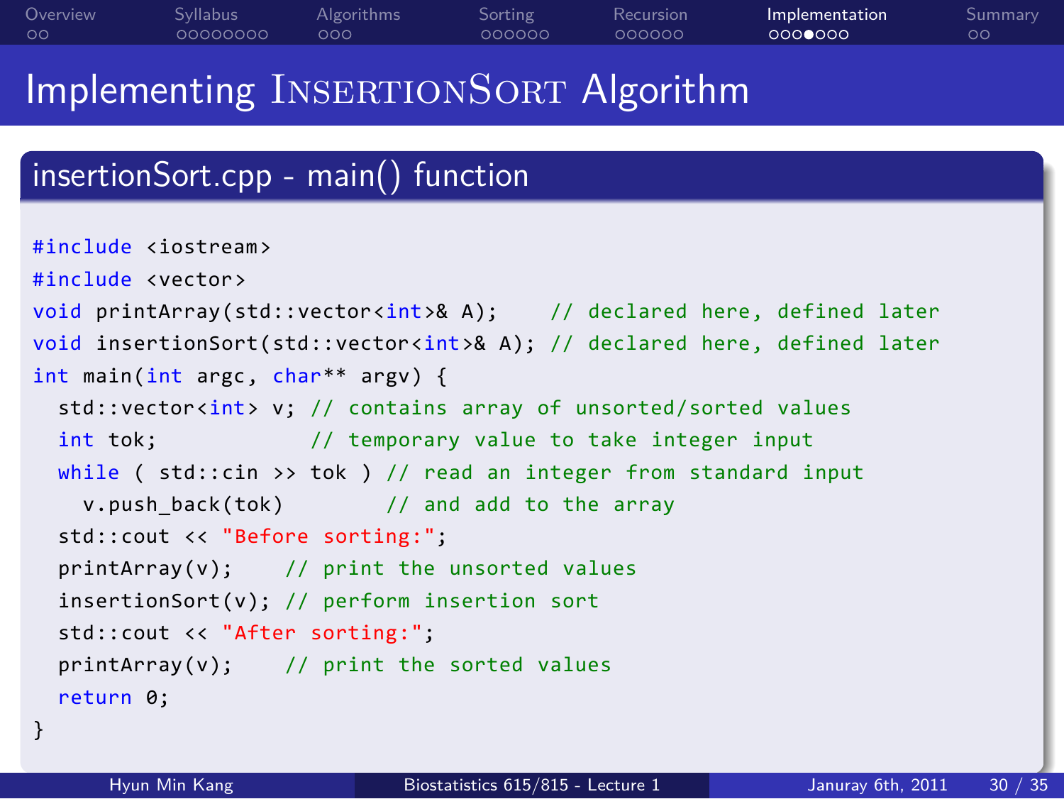# Implementing InsertionSort Algorithm

## insertionSort.cpp - main() function

```
#include <iostream>
#include <vector>
void printArray(std::vector<int>& A);    // declared here, defined later
void insertionSort(std::vector<int>& A); // declared here, defined later
int main(int argc, char** argv) {
  std::vector<int> v; // contains array of unsorted/sorted values
  int tok;            // temporary value to take integer input
  while ( std::cin >> tok ) // read an integer from standard input
    v.push_back(tok)        // and add to the array
  std::cout << "Before sorting:";
  printArray(v);    // print the unsorted values
  insertionSort(v); // perform insertion sort
  std::cout << "After sorting:";
  printArray(v);    // print the sorted values
  return 0;
}
```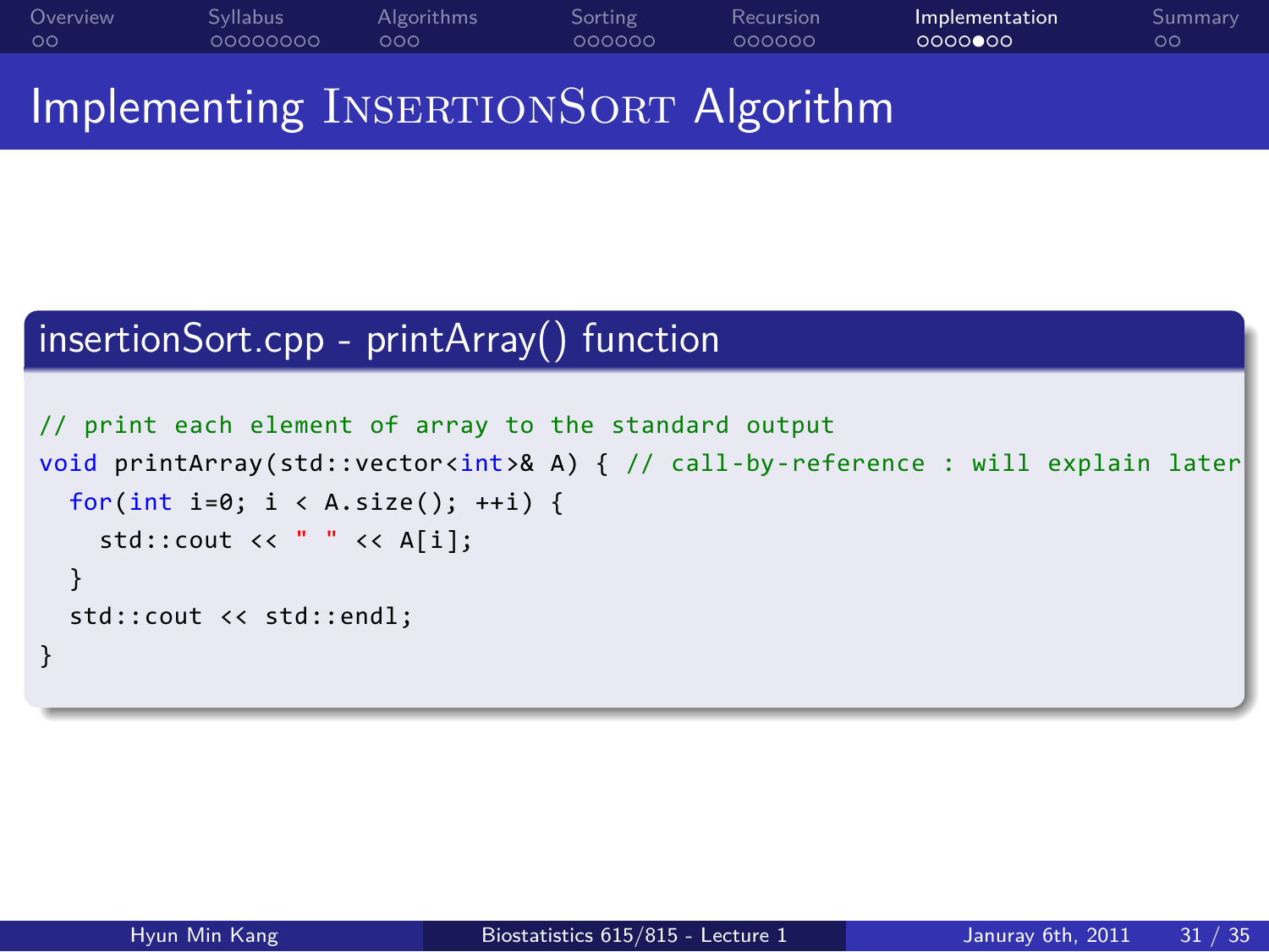# Implementing InsertionSort Algorithm

## insertionSort.cpp - printArray() function

```
// print each element of array to the standard output
void printArray(std::vector<int>& A) { // call-by-reference : will explain later
  for(int i=0; i < A.size(); ++i) {
    std::cout << " " << A[i];
  }
  std::cout << std::endl;
}
```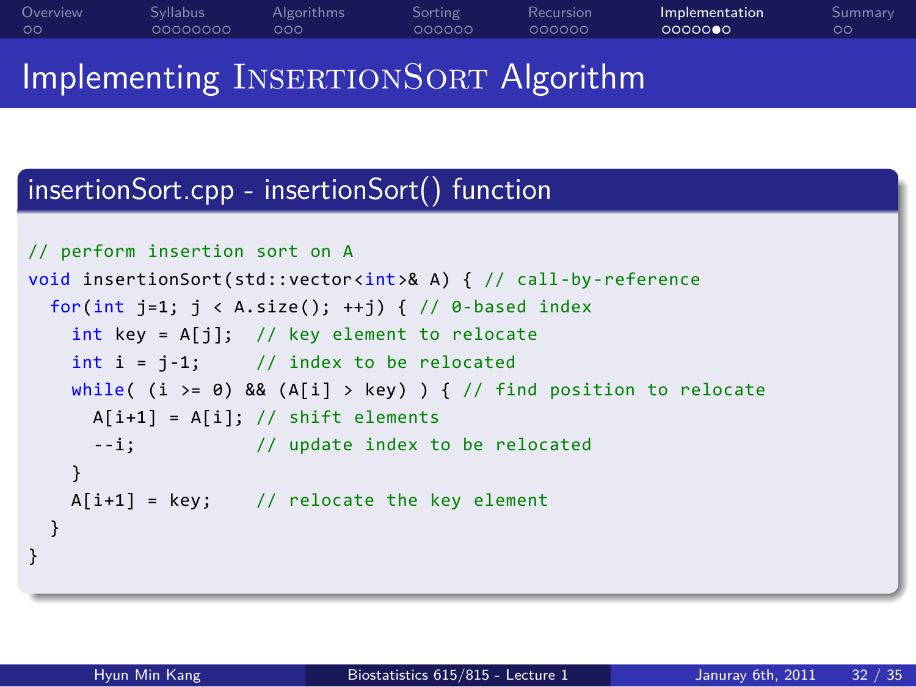# Implementing InsertionSort Algorithm

## insertionSort.cpp - insertionSort() function

```
// perform insertion sort on A
void insertionSort(std::vector<int>& A) { // call-by-reference
  for(int j=1; j < A.size(); ++j) { // 0-based index
    int key = A[j];  // key element to relocate
    int i = j-1;     // index to be relocated
    while( (i >= 0) && (A[i] > key) ) { // find position to relocate
      A[i+1] = A[i]; // shift elements
      --i;           // update index to be relocated
    }
    A[i+1] = key;    // relocate the key element
  }
}
```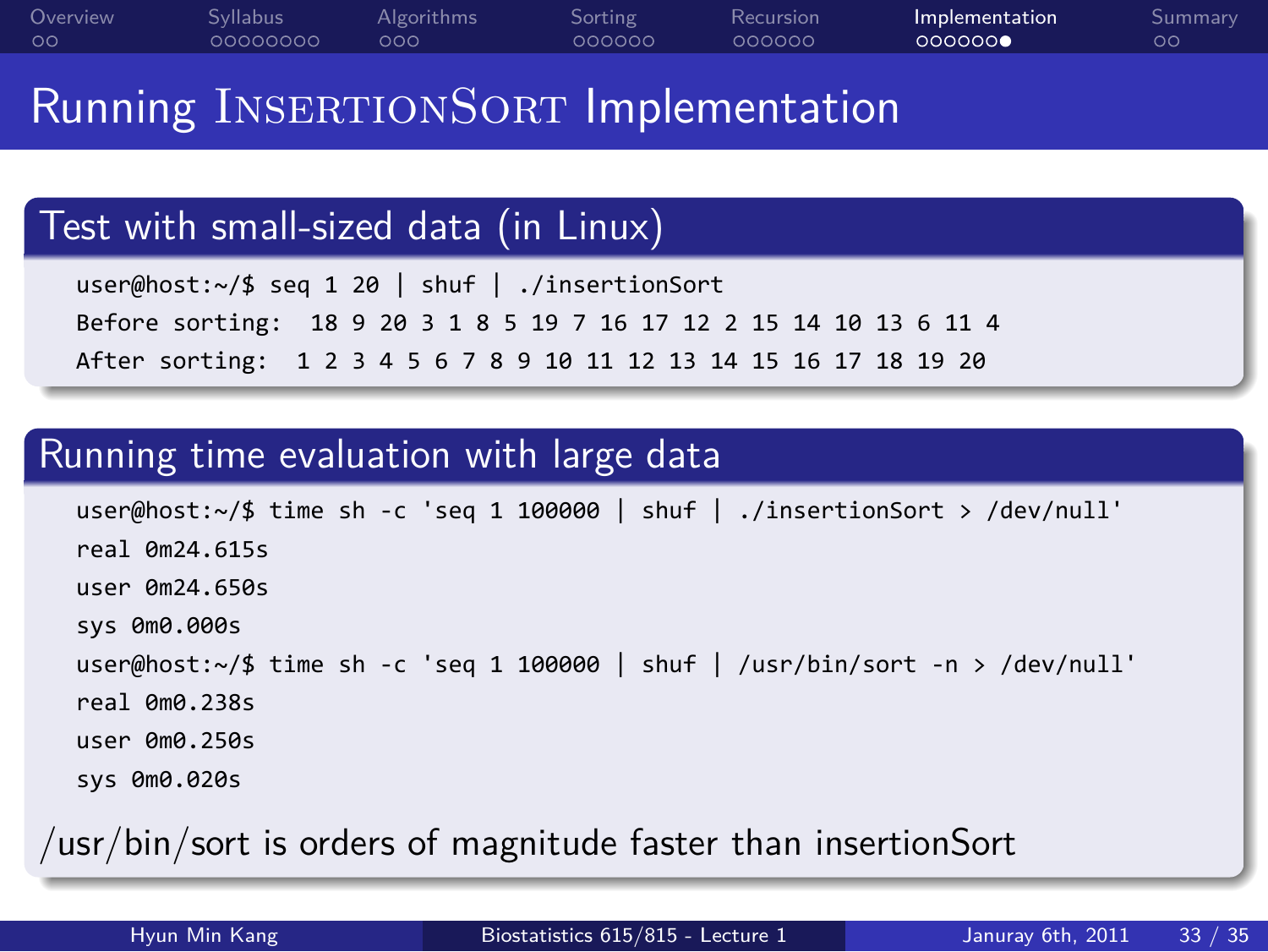# Running InsertionSort Implementation

## Test with small-sized data (in Linux)

```
user@host:~/$ seq 1 20 | shuf | ./insertionSort
Before sorting:  18 9 20 3 1 8 5 19 7 16 17 12 2 15 14 10 13 6 11 4
After sorting:  1 2 3 4 5 6 7 8 9 10 11 12 13 14 15 16 17 18 19 20
```

## Running time evaluation with large data

```
user@host:~/$ time sh -c 'seq 1 100000 | shuf | ./insertionSort > /dev/null'
real 0m24.615s
user 0m24.650s
sys 0m0.000s
user@host:~/$ time sh -c 'seq 1 100000 | shuf | /usr/bin/sort -n > /dev/null'
real 0m0.238s
user 0m0.250s
sys 0m0.020s
```

/usr/bin/sort is orders of magnitude faster than insertionSort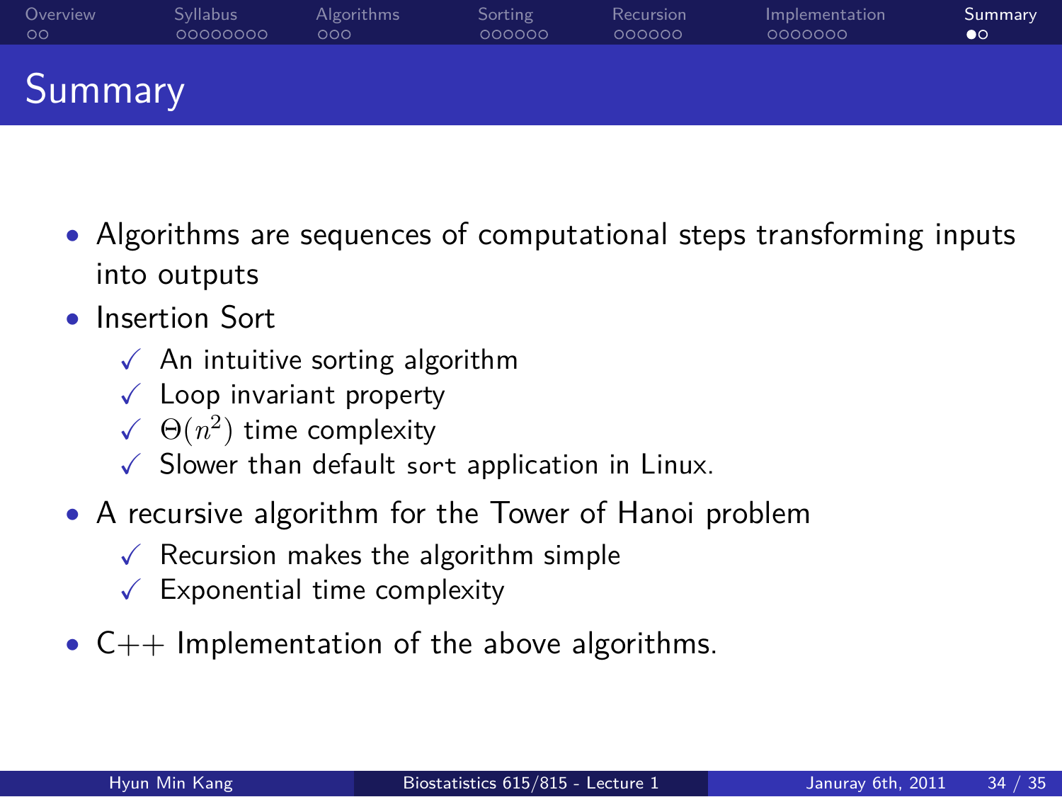# Summary

- Algorithms are sequences of computational steps transforming inputs into outputs
- Insertion Sort
  - ✓ An intuitive sorting algorithm
  - ✓ Loop invariant property
  - ✓ $\Theta(n^2)$ time complexity
  - ✓ Slower than default `sort` application in Linux.
- A recursive algorithm for the Tower of Hanoi problem
  - ✓ Recursion makes the algorithm simple
  - ✓ Exponential time complexity
- C++ Implementation of the above algorithms.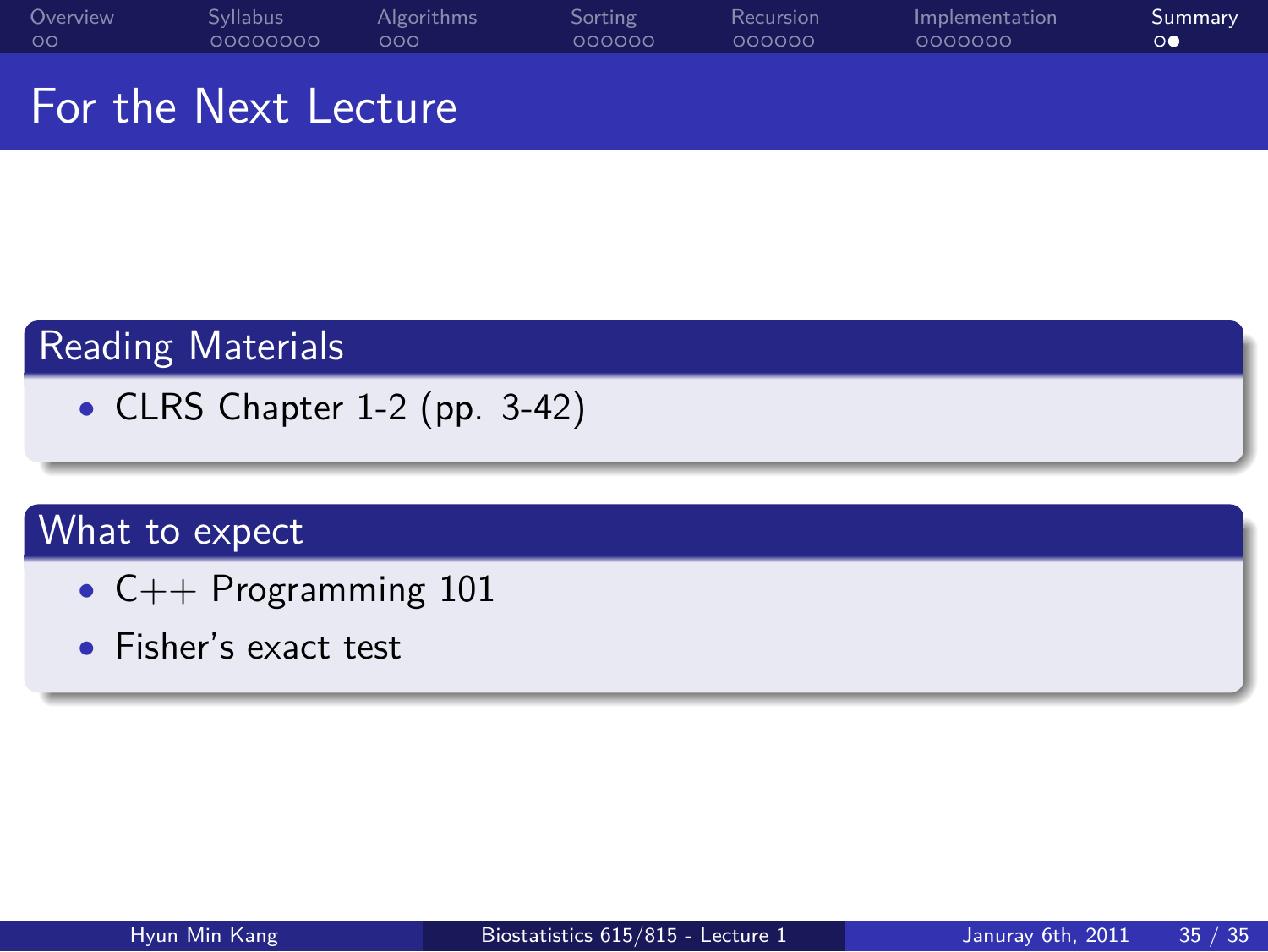# For the Next Lecture

## Reading Materials

- CLRS Chapter 1-2 (pp. 3-42)

## What to expect

- C++ Programming 101
- Fisher's exact test